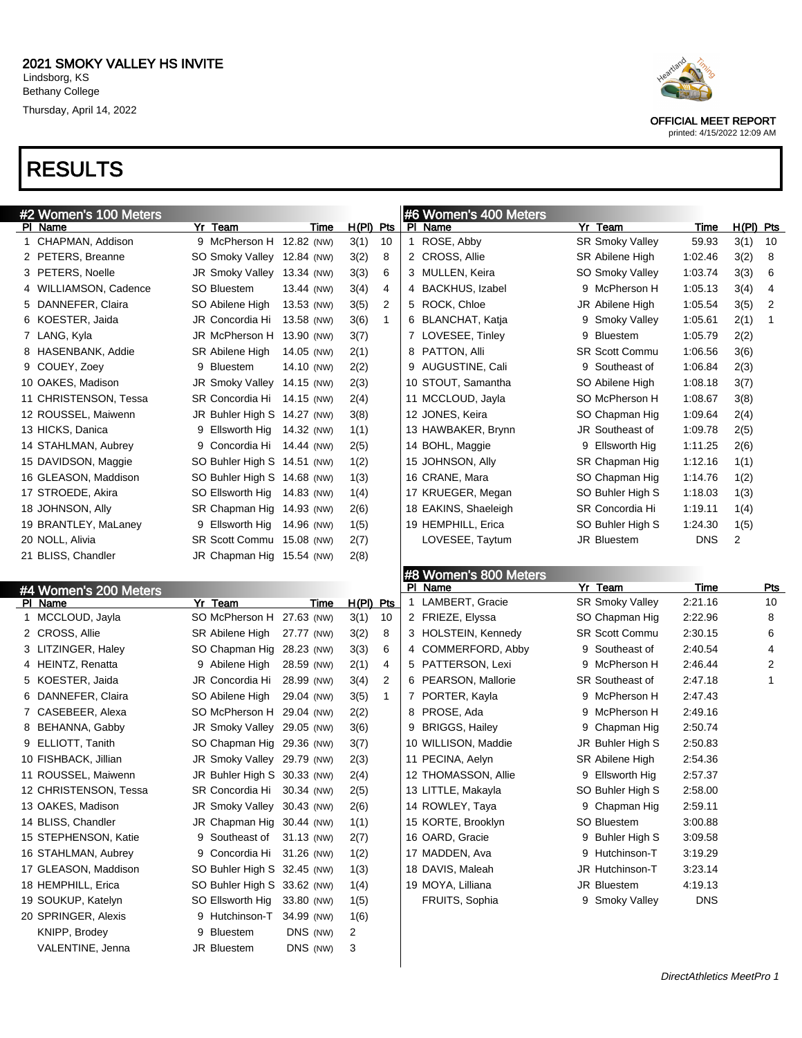# 2021 SMOKY VALLEY HS INVITE

Lindsborg, KS
Bethany College
Thursday, April 14, 2022

OFFICIAL MEET REPORT
printed: 4/15/2022 12:09 AM

# RESULTS

## #2 Women's 100 Meters

| Pl | Name | Yr | Team | Time | | H(Pl) | Pts |
|---|---|---|---|---|---|---|---|
| 1 | CHAPMAN, Addison | 9 | McPherson H | 12.82 | (NW) | 3(1) | 10 |
| 2 | PETERS, Breanne | SO | Smoky Valley | 12.84 | (NW) | 3(2) | 8 |
| 3 | PETERS, Noelle | JR | Smoky Valley | 13.34 | (NW) | 3(3) | 6 |
| 4 | WILLIAMSON, Cadence | SO | Bluestem | 13.44 | (NW) | 3(4) | 4 |
| 5 | DANNEFER, Claira | SO | Abilene High | 13.53 | (NW) | 3(5) | 2 |
| 6 | KOESTER, Jaida | JR | Concordia Hi | 13.58 | (NW) | 3(6) | 1 |
| 7 | LANG, Kyla | JR | McPherson H | 13.90 | (NW) | 3(7) | |
| 8 | HASENBANK, Addie | SR | Abilene High | 14.05 | (NW) | 2(1) | |
| 9 | COUEY, Zoey | 9 | Bluestem | 14.10 | (NW) | 2(2) | |
| 10 | OAKES, Madison | JR | Smoky Valley | 14.15 | (NW) | 2(3) | |
| 11 | CHRISTENSON, Tessa | SR | Concordia Hi | 14.15 | (NW) | 2(4) | |
| 12 | ROUSSEL, Maiwenn | JR | Buhler High S | 14.27 | (NW) | 3(8) | |
| 13 | HICKS, Danica | 9 | Ellsworth Hig | 14.32 | (NW) | 1(1) | |
| 14 | STAHLMAN, Aubrey | 9 | Concordia Hi | 14.44 | (NW) | 2(5) | |
| 15 | DAVIDSON, Maggie | SO | Buhler High S | 14.51 | (NW) | 1(2) | |
| 16 | GLEASON, Maddison | SO | Buhler High S | 14.68 | (NW) | 1(3) | |
| 17 | STROEDE, Akira | SO | Ellsworth Hig | 14.83 | (NW) | 1(4) | |
| 18 | JOHNSON, Ally | SR | Chapman Hig | 14.93 | (NW) | 2(6) | |
| 19 | BRANTLEY, MaLaney | 9 | Ellsworth Hig | 14.96 | (NW) | 1(5) | |
| 20 | NOLL, Alivia | SR | Scott Commu | 15.08 | (NW) | 2(7) | |
| 21 | BLISS, Chandler | JR | Chapman Hig | 15.54 | (NW) | 2(8) | |

## #4 Women's 200 Meters

| Pl | Name | Yr | Team | Time | | H(Pl) | Pts |
|---|---|---|---|---|---|---|---|
| 1 | MCCLOUD, Jayla | SO | McPherson H | 27.63 | (NW) | 3(1) | 10 |
| 2 | CROSS, Allie | SR | Abilene High | 27.77 | (NW) | 3(2) | 8 |
| 3 | LITZINGER, Haley | SO | Chapman Hig | 28.23 | (NW) | 3(3) | 6 |
| 4 | HEINTZ, Renatta | 9 | Abilene High | 28.59 | (NW) | 2(1) | 4 |
| 5 | KOESTER, Jaida | JR | Concordia Hi | 28.99 | (NW) | 3(4) | 2 |
| 6 | DANNEFER, Claira | SO | Abilene High | 29.04 | (NW) | 3(5) | 1 |
| 7 | CASEBEER, Alexa | SO | McPherson H | 29.04 | (NW) | 2(2) | |
| 8 | BEHANNA, Gabby | JR | Smoky Valley | 29.05 | (NW) | 3(6) | |
| 9 | ELLIOTT, Tanith | SO | Chapman Hig | 29.36 | (NW) | 3(7) | |
| 10 | FISHBACK, Jillian | JR | Smoky Valley | 29.79 | (NW) | 2(3) | |
| 11 | ROUSSEL, Maiwenn | JR | Buhler High S | 30.33 | (NW) | 2(4) | |
| 12 | CHRISTENSON, Tessa | SR | Concordia Hi | 30.34 | (NW) | 2(5) | |
| 13 | OAKES, Madison | JR | Smoky Valley | 30.43 | (NW) | 2(6) | |
| 14 | BLISS, Chandler | JR | Chapman Hig | 30.44 | (NW) | 1(1) | |
| 15 | STEPHENSON, Katie | 9 | Southeast of | 31.13 | (NW) | 2(7) | |
| 16 | STAHLMAN, Aubrey | 9 | Concordia Hi | 31.26 | (NW) | 1(2) | |
| 17 | GLEASON, Maddison | SO | Buhler High S | 32.45 | (NW) | 1(3) | |
| 18 | HEMPHILL, Erica | SO | Buhler High S | 33.62 | (NW) | 1(4) | |
| 19 | SOUKUP, Katelyn | SO | Ellsworth Hig | 33.80 | (NW) | 1(5) | |
| 20 | SPRINGER, Alexis | 9 | Hutchinson-T | 34.99 | (NW) | 1(6) | |
| | KNIPP, Brodey | 9 | Bluestem | DNS | (NW) | 2 | |
| | VALENTINE, Jenna | JR | Bluestem | DNS | (NW) | 3 | |

## #6 Women's 400 Meters

| Pl | Name | Yr | Team | Time | H(Pl) | Pts |
|---|---|---|---|---|---|---|
| 1 | ROSE, Abby | SR | Smoky Valley | 59.93 | 3(1) | 10 |
| 2 | CROSS, Allie | SR | Abilene High | 1:02.46 | 3(2) | 8 |
| 3 | MULLEN, Keira | SO | Smoky Valley | 1:03.74 | 3(3) | 6 |
| 4 | BACKHUS, Izabel | 9 | McPherson H | 1:05.13 | 3(4) | 4 |
| 5 | ROCK, Chloe | JR | Abilene High | 1:05.54 | 3(5) | 2 |
| 6 | BLANCHAT, Katja | 9 | Smoky Valley | 1:05.61 | 2(1) | 1 |
| 7 | LOVESEE, Tinley | 9 | Bluestem | 1:05.79 | 2(2) | |
| 8 | PATTON, Alli | SR | Scott Commu | 1:06.56 | 3(6) | |
| 9 | AUGUSTINE, Cali | 9 | Southeast of | 1:06.84 | 2(3) | |
| 10 | STOUT, Samantha | SO | Abilene High | 1:08.18 | 3(7) | |
| 11 | MCCLOUD, Jayla | SO | McPherson H | 1:08.67 | 3(8) | |
| 12 | JONES, Keira | SO | Chapman Hig | 1:09.64 | 2(4) | |
| 13 | HAWBAKER, Brynn | JR | Southeast of | 1:09.78 | 2(5) | |
| 14 | BOHL, Maggie | 9 | Ellsworth Hig | 1:11.25 | 2(6) | |
| 15 | JOHNSON, Ally | SR | Chapman Hig | 1:12.16 | 1(1) | |
| 16 | CRANE, Mara | SO | Chapman Hig | 1:14.76 | 1(2) | |
| 17 | KRUEGER, Megan | SO | Buhler High S | 1:18.03 | 1(3) | |
| 18 | EAKINS, Shaeleigh | SR | Concordia Hi | 1:19.11 | 1(4) | |
| 19 | HEMPHILL, Erica | SO | Buhler High S | 1:24.30 | 1(5) | |
| | LOVESEE, Taytum | JR | Bluestem | DNS | 2 | |

## #8 Women's 800 Meters

| Pl | Name | Yr | Team | Time | Pts |
|---|---|---|---|---|---|
| 1 | LAMBERT, Gracie | SR | Smoky Valley | 2:21.16 | 10 |
| 2 | FRIEZE, Elyssa | SO | Chapman Hig | 2:22.96 | 8 |
| 3 | HOLSTEIN, Kennedy | SR | Scott Commu | 2:30.15 | 6 |
| 4 | COMMERFORD, Abby | 9 | Southeast of | 2:40.54 | 4 |
| 5 | PATTERSON, Lexi | 9 | McPherson H | 2:46.44 | 2 |
| 6 | PEARSON, Mallorie | SR | Southeast of | 2:47.18 | 1 |
| 7 | PORTER, Kayla | 9 | McPherson H | 2:47.43 | |
| 8 | PROSE, Ada | 9 | McPherson H | 2:49.16 | |
| 9 | BRIGGS, Hailey | 9 | Chapman Hig | 2:50.74 | |
| 10 | WILLISON, Maddie | JR | Buhler High S | 2:50.83 | |
| 11 | PECINA, Aelyn | SR | Abilene High | 2:54.36 | |
| 12 | THOMASSON, Allie | 9 | Ellsworth Hig | 2:57.37 | |
| 13 | LITTLE, Makayla | SO | Buhler High S | 2:58.00 | |
| 14 | ROWLEY, Taya | 9 | Chapman Hig | 2:59.11 | |
| 15 | KORTE, Brooklyn | SO | Bluestem | 3:00.88 | |
| 16 | OARD, Gracie | 9 | Buhler High S | 3:09.58 | |
| 17 | MADDEN, Ava | 9 | Hutchinson-T | 3:19.29 | |
| 18 | DAVIS, Maleah | JR | Hutchinson-T | 3:23.14 | |
| 19 | MOYA, Lilliana | JR | Bluestem | 4:19.13 | |
| | FRUITS, Sophia | 9 | Smoky Valley | DNS | |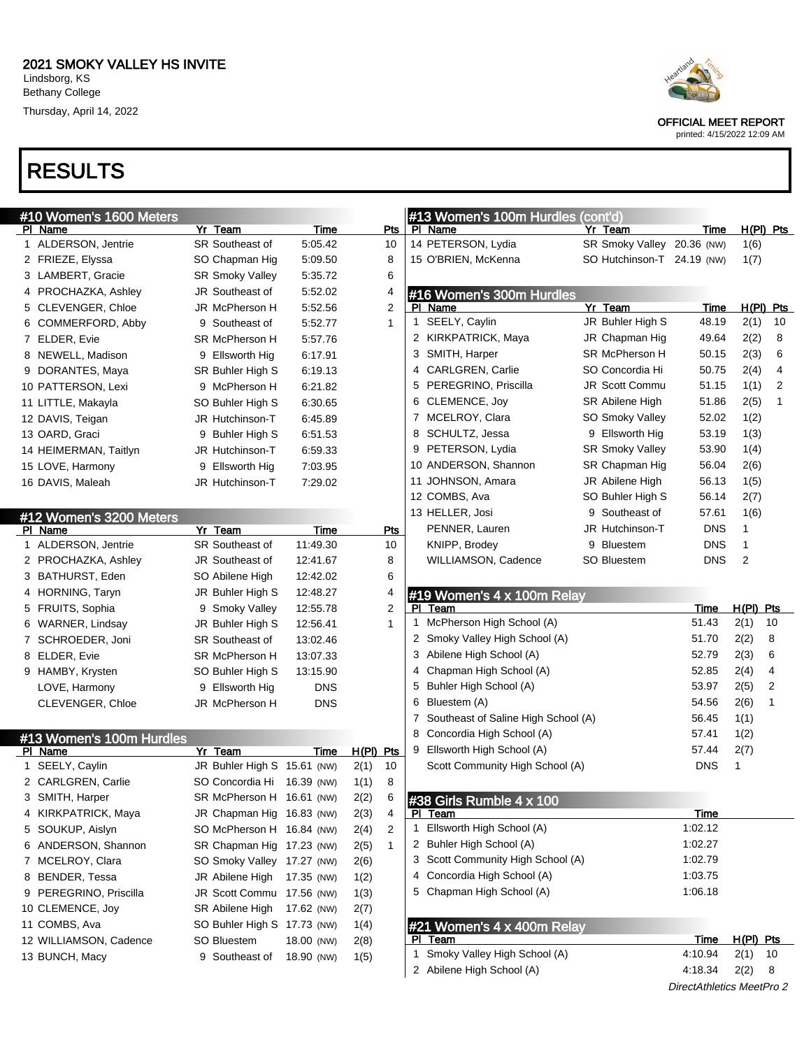# 2021 SMOKY VALLEY HS INVITE

Lindsborg, KS
Bethany College
Thursday, April 14, 2022

OFFICIAL MEET REPORT
printed: 4/15/2022 12:09 AM

# RESULTS

## #10 Women's 1600 Meters

| Pl | Name | Yr | Team | Time | Pts |
|---|---|---|---|---|---|
| 1 | ALDERSON, Jentrie | SR | Southeast of | 5:05.42 | 10 |
| 2 | FRIEZE, Elyssa | SO | Chapman Hig | 5:09.50 | 8 |
| 3 | LAMBERT, Gracie | SR | Smoky Valley | 5:35.72 | 6 |
| 4 | PROCHAZKA, Ashley | JR | Southeast of | 5:52.02 | 4 |
| 5 | CLEVENGER, Chloe | JR | McPherson H | 5:52.56 | 2 |
| 6 | COMMERFORD, Abby | 9 | Southeast of | 5:52.77 | 1 |
| 7 | ELDER, Evie | SR | McPherson H | 5:57.76 | |
| 8 | NEWELL, Madison | 9 | Ellsworth Hig | 6:17.91 | |
| 9 | DORANTES, Maya | SR | Buhler High S | 6:19.13 | |
| 10 | PATTERSON, Lexi | 9 | McPherson H | 6:21.82 | |
| 11 | LITTLE, Makayla | SO | Buhler High S | 6:30.65 | |
| 12 | DAVIS, Teigan | JR | Hutchinson-T | 6:45.89 | |
| 13 | OARD, Graci | 9 | Buhler High S | 6:51.53 | |
| 14 | HEIMERMAN, Taitlyn | JR | Hutchinson-T | 6:59.33 | |
| 15 | LOVE, Harmony | 9 | Ellsworth Hig | 7:03.95 | |
| 16 | DAVIS, Maleah | JR | Hutchinson-T | 7:29.02 | |

## #12 Women's 3200 Meters

| Pl | Name | Yr | Team | Time | Pts |
|---|---|---|---|---|---|
| 1 | ALDERSON, Jentrie | SR | Southeast of | 11:49.30 | 10 |
| 2 | PROCHAZKA, Ashley | JR | Southeast of | 12:41.67 | 8 |
| 3 | BATHURST, Eden | SO | Abilene High | 12:42.02 | 6 |
| 4 | HORNING, Taryn | JR | Buhler High S | 12:48.27 | 4 |
| 5 | FRUITS, Sophia | 9 | Smoky Valley | 12:55.78 | 2 |
| 6 | WARNER, Lindsay | JR | Buhler High S | 12:56.41 | 1 |
| 7 | SCHROEDER, Joni | SR | Southeast of | 13:02.46 | |
| 8 | ELDER, Evie | SR | McPherson H | 13:07.33 | |
| 9 | HAMBY, Krysten | SO | Buhler High S | 13:15.90 | |
| | LOVE, Harmony | 9 | Ellsworth Hig | DNS | |
| | CLEVENGER, Chloe | JR | McPherson H | DNS | |

## #13 Women's 100m Hurdles

| Pl | Name | Yr | Team | Time | | H(Pl) | Pts |
|---|---|---|---|---|---|---|---|
| 1 | SEELY, Caylin | JR | Buhler High S | 15.61 | (NW) | 2(1) | 10 |
| 2 | CARLGREN, Carlie | SO | Concordia Hi | 16.39 | (NW) | 1(1) | 8 |
| 3 | SMITH, Harper | SR | McPherson H | 16.61 | (NW) | 2(2) | 6 |
| 4 | KIRKPATRICK, Maya | JR | Chapman Hig | 16.83 | (NW) | 2(3) | 4 |
| 5 | SOUKUP, Aislyn | SO | McPherson H | 16.84 | (NW) | 2(4) | 2 |
| 6 | ANDERSON, Shannon | SR | Chapman Hig | 17.23 | (NW) | 2(5) | 1 |
| 7 | MCELROY, Clara | SO | Smoky Valley | 17.27 | (NW) | 2(6) | |
| 8 | BENDER, Tessa | JR | Abilene High | 17.35 | (NW) | 1(2) | |
| 9 | PEREGRINO, Priscilla | JR | Scott Commu | 17.56 | (NW) | 1(3) | |
| 10 | CLEMENCE, Joy | SR | Abilene High | 17.62 | (NW) | 2(7) | |
| 11 | COMBS, Ava | SO | Buhler High S | 17.73 | (NW) | 1(4) | |
| 12 | WILLIAMSON, Cadence | SO | Bluestem | 18.00 | (NW) | 2(8) | |
| 13 | BUNCH, Macy | 9 | Southeast of | 18.90 | (NW) | 1(5) | |
| 14 | PETERSON, Lydia | SR | Smoky Valley | 20.36 | (NW) | 1(6) | |
| 15 | O'BRIEN, McKenna | SO | Hutchinson-T | 24.19 | (NW) | 1(7) | |

## #16 Women's 300m Hurdles

| Pl | Name | Yr | Team | Time | H(Pl) | Pts |
|---|---|---|---|---|---|---|
| 1 | SEELY, Caylin | JR | Buhler High S | 48.19 | 2(1) | 10 |
| 2 | KIRKPATRICK, Maya | JR | Chapman Hig | 49.64 | 2(2) | 8 |
| 3 | SMITH, Harper | SR | McPherson H | 50.15 | 2(3) | 6 |
| 4 | CARLGREN, Carlie | SO | Concordia Hi | 50.75 | 2(4) | 4 |
| 5 | PEREGRINO, Priscilla | JR | Scott Commu | 51.15 | 1(1) | 2 |
| 6 | CLEMENCE, Joy | SR | Abilene High | 51.86 | 2(5) | 1 |
| 7 | MCELROY, Clara | SO | Smoky Valley | 52.02 | 1(2) | |
| 8 | SCHULTZ, Jessa | 9 | Ellsworth Hig | 53.19 | 1(3) | |
| 9 | PETERSON, Lydia | SR | Smoky Valley | 53.90 | 1(4) | |
| 10 | ANDERSON, Shannon | SR | Chapman Hig | 56.04 | 2(6) | |
| 11 | JOHNSON, Amara | JR | Abilene High | 56.13 | 1(5) | |
| 12 | COMBS, Ava | SO | Buhler High S | 56.14 | 2(7) | |
| 13 | HELLER, Josi | 9 | Southeast of | 57.61 | 1(6) | |
| | PENNER, Lauren | JR | Hutchinson-T | DNS | 1 | |
| | KNIPP, Brodey | 9 | Bluestem | DNS | 1 | |
| | WILLIAMSON, Cadence | SO | Bluestem | DNS | 2 | |

## #19 Women's 4 x 100m Relay

| Pl | Team | Time | H(Pl) | Pts |
|---|---|---|---|---|
| 1 | McPherson High School (A) | 51.43 | 2(1) | 10 |
| 2 | Smoky Valley High School (A) | 51.70 | 2(2) | 8 |
| 3 | Abilene High School (A) | 52.79 | 2(3) | 6 |
| 4 | Chapman High School (A) | 52.85 | 2(4) | 4 |
| 5 | Buhler High School (A) | 53.97 | 2(5) | 2 |
| 6 | Bluestem (A) | 54.56 | 2(6) | 1 |
| 7 | Southeast of Saline High School (A) | 56.45 | 1(1) | |
| 8 | Concordia High School (A) | 57.41 | 1(2) | |
| 9 | Ellsworth High School (A) | 57.44 | 2(7) | |
| | Scott Community High School (A) | DNS | 1 | |

## #38 Girls Rumble 4 x 100

| Pl | Team | Time |
|---|---|---|
| 1 | Ellsworth High School (A) | 1:02.12 |
| 2 | Buhler High School (A) | 1:02.27 |
| 3 | Scott Community High School (A) | 1:02.79 |
| 4 | Concordia High School (A) | 1:03.75 |
| 5 | Chapman High School (A) | 1:06.18 |

## #21 Women's 4 x 400m Relay

| Pl | Team | Time | H(Pl) | Pts |
|---|---|---|---|---|
| 1 | Smoky Valley High School (A) | 4:10.94 | 2(1) | 10 |
| 2 | Abilene High School (A) | 4:18.34 | 2(2) | 8 |

DirectAthletics MeetPro 2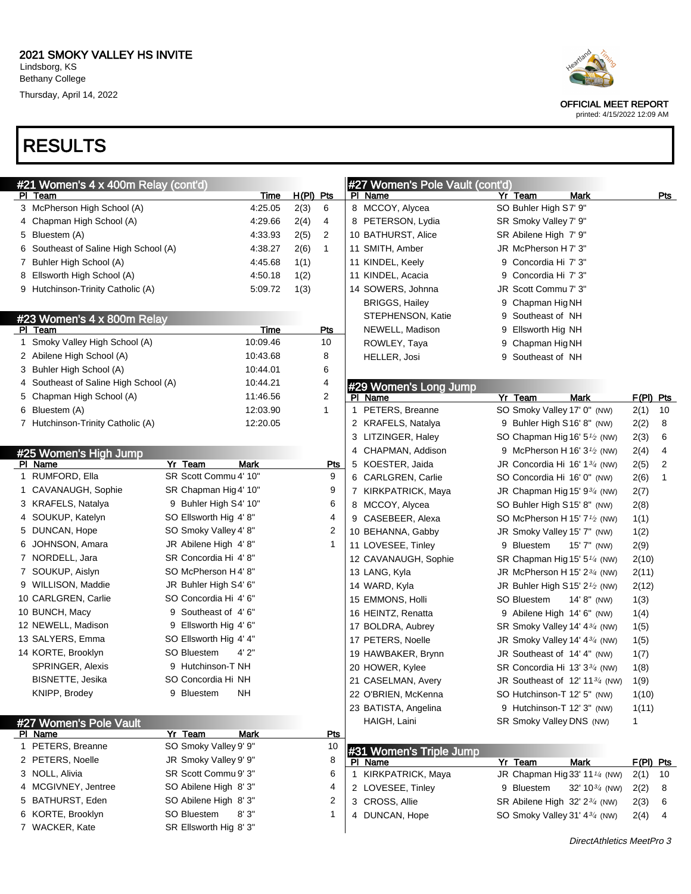# 2021 SMOKY VALLEY HS INVITE

Lindsborg, KS
Bethany College
Thursday, April 14, 2022

OFFICIAL MEET REPORT
printed: 4/15/2022 12:09 AM

# RESULTS

## #21 Women's 4 x 400m Relay (cont'd)

| Pl | Team | Time | H(Pl) | Pts |
|---|---|---|---|---|
| 3 | McPherson High School (A) | 4:25.05 | 2(3) | 6 |
| 4 | Chapman High School (A) | 4:29.66 | 2(4) | 4 |
| 5 | Bluestem (A) | 4:33.93 | 2(5) | 2 |
| 6 | Southeast of Saline High School (A) | 4:38.27 | 2(6) | 1 |
| 7 | Buhler High School (A) | 4:45.68 | 1(1) | |
| 8 | Ellsworth High School (A) | 4:50.18 | 1(2) | |
| 9 | Hutchinson-Trinity Catholic (A) | 5:09.72 | 1(3) | |

## #23 Women's 4 x 800m Relay

| Pl | Team | Time | Pts |
|---|---|---|---|
| 1 | Smoky Valley High School (A) | 10:09.46 | 10 |
| 2 | Abilene High School (A) | 10:43.68 | 8 |
| 3 | Buhler High School (A) | 10:44.01 | 6 |
| 4 | Southeast of Saline High School (A) | 10:44.21 | 4 |
| 5 | Chapman High School (A) | 11:46.56 | 2 |
| 6 | Bluestem (A) | 12:03.90 | 1 |
| 7 | Hutchinson-Trinity Catholic (A) | 12:20.05 | |

## #25 Women's High Jump

| Pl | Name | Yr | Team | Mark | Pts |
|---|---|---|---|---|---|
| 1 | RUMFORD, Ella | SR | Scott Commu | 4' 10" | 9 |
| 1 | CAVANAUGH, Sophie | SR | Chapman Hig | 4' 10" | 9 |
| 3 | KRAFELS, Natalya | 9 | Buhler High S | 4' 10" | 6 |
| 4 | SOUKUP, Katelyn | SO | Ellsworth Hig | 4' 8" | 4 |
| 5 | DUNCAN, Hope | SO | Smoky Valley | 4' 8" | 2 |
| 6 | JOHNSON, Amara | JR | Abilene High | 4' 8" | 1 |
| 7 | NORDELL, Jara | SR | Concordia Hi | 4' 8" | |
| 7 | SOUKUP, Aislyn | SO | McPherson H | 4' 8" | |
| 9 | WILLISON, Maddie | JR | Buhler High S | 4' 6" | |
| 10 | CARLGREN, Carlie | SO | Concordia Hi | 4' 6" | |
| 10 | BUNCH, Macy | 9 | Southeast of | 4' 6" | |
| 12 | NEWELL, Madison | 9 | Ellsworth Hig | 4' 6" | |
| 13 | SALYERS, Emma | SO | Ellsworth Hig | 4' 4" | |
| 14 | KORTE, Brooklyn | SO | Bluestem | 4' 2" | |
| | SPRINGER, Alexis | 9 | Hutchinson-T | NH | |
| | BISNETTE, Jesika | SO | Concordia Hi | NH | |
| | KNIPP, Brodey | 9 | Bluestem | NH | |

## #27 Women's Pole Vault

| Pl | Name | Yr | Team | Mark | Pts |
|---|---|---|---|---|---|
| 1 | PETERS, Breanne | SO | Smoky Valley | 9' 9" | 10 |
| 2 | PETERS, Noelle | JR | Smoky Valley | 9' 9" | 8 |
| 3 | NOLL, Alivia | SR | Scott Commu | 9' 3" | 6 |
| 4 | MCGIVNEY, Jentree | SO | Abilene High | 8' 3" | 4 |
| 5 | BATHURST, Eden | SO | Abilene High | 8' 3" | 2 |
| 6 | KORTE, Brooklyn | SO | Bluestem | 8' 3" | 1 |
| 7 | WACKER, Kate | SR | Ellsworth Hig | 8' 3" | |
| 8 | MCCOY, Alycea | SO | Buhler High S | 7' 9" | |
| 8 | PETERSON, Lydia | SR | Smoky Valley | 7' 9" | |
| 10 | BATHURST, Alice | SR | Abilene High | 7' 9" | |
| 11 | SMITH, Amber | JR | McPherson H | 7' 3" | |
| 11 | KINDEL, Keely | 9 | Concordia Hi | 7' 3" | |
| 11 | KINDEL, Acacia | 9 | Concordia Hi | 7' 3" | |
| 14 | SOWERS, Johnna | JR | Scott Commu | 7' 3" | |
| | BRIGGS, Hailey | 9 | Chapman Hig | NH | |
| | STEPHENSON, Katie | 9 | Southeast of | NH | |
| | NEWELL, Madison | 9 | Ellsworth Hig | NH | |
| | ROWLEY, Taya | 9 | Chapman Hig | NH | |
| | HELLER, Josi | 9 | Southeast of | NH | |

## #29 Women's Long Jump

| Pl | Name | Yr | Team | Mark | F(Pl) | Pts |
|---|---|---|---|---|---|---|
| 1 | PETERS, Breanne | SO | Smoky Valley | 17' 0" (NW) | 2(1) | 10 |
| 2 | KRAFELS, Natalya | 9 | Buhler High S | 16' 8" (NW) | 2(2) | 8 |
| 3 | LITZINGER, Haley | SO | Chapman Hig | 16' 5½ (NW) | 2(3) | 6 |
| 4 | CHAPMAN, Addison | 9 | McPherson H | 16' 3½ (NW) | 2(4) | 4 |
| 5 | KOESTER, Jaida | JR | Concordia Hi | 16' 1¾ (NW) | 2(5) | 2 |
| 6 | CARLGREN, Carlie | SO | Concordia Hi | 16' 0" (NW) | 2(6) | 1 |
| 7 | KIRKPATRICK, Maya | JR | Chapman Hig | 15' 9¾ (NW) | 2(7) | |
| 8 | MCCOY, Alycea | SO | Buhler High S | 15' 8" (NW) | 2(8) | |
| 9 | CASEBEER, Alexa | SO | McPherson H | 15' 7½ (NW) | 1(1) | |
| 10 | BEHANNA, Gabby | JR | Smoky Valley | 15' 7" (NW) | 1(2) | |
| 11 | LOVESEE, Tinley | 9 | Bluestem | 15' 7" (NW) | 2(9) | |
| 12 | CAVANAUGH, Sophie | SR | Chapman Hig | 15' 5¼ (NW) | 2(10) | |
| 13 | LANG, Kyla | JR | McPherson H | 15' 2¾ (NW) | 2(11) | |
| 14 | WARD, Kyla | JR | Buhler High S | 15' 2½ (NW) | 2(12) | |
| 15 | EMMONS, Holli | SO | Bluestem | 14' 8" (NW) | 1(3) | |
| 16 | HEINTZ, Renatta | 9 | Abilene High | 14' 6" (NW) | 1(4) | |
| 17 | BOLDRA, Aubrey | SR | Smoky Valley | 14' 4¾ (NW) | 1(5) | |
| 17 | PETERS, Noelle | JR | Smoky Valley | 14' 4¾ (NW) | 1(5) | |
| 19 | HAWBAKER, Brynn | JR | Southeast of | 14' 4" (NW) | 1(7) | |
| 20 | HOWER, Kylee | SR | Concordia Hi | 13' 3¾ (NW) | 1(8) | |
| 21 | CASELMAN, Avery | JR | Southeast of | 12' 11¾ (NW) | 1(9) | |
| 22 | O'BRIEN, McKenna | SO | Hutchinson-T | 12' 5" (NW) | 1(10) | |
| 23 | BATISTA, Angelina | 9 | Hutchinson-T | 12' 3" (NW) | 1(11) | |
| | HAIGH, Laini | SR | Smoky Valley | DNS (NW) | 1 | |

## #31 Women's Triple Jump

| Pl | Name | Yr | Team | Mark | F(Pl) | Pts |
|---|---|---|---|---|---|---|
| 1 | KIRKPATRICK, Maya | JR | Chapman Hig | 33' 11¼ (NW) | 2(1) | 10 |
| 2 | LOVESEE, Tinley | 9 | Bluestem | 32' 10¾ (NW) | 2(2) | 8 |
| 3 | CROSS, Allie | SR | Abilene High | 32' 2¾ (NW) | 2(3) | 6 |
| 4 | DUNCAN, Hope | SO | Smoky Valley | 31' 4¾ (NW) | 2(4) | 4 |

DirectAthletics MeetPro 3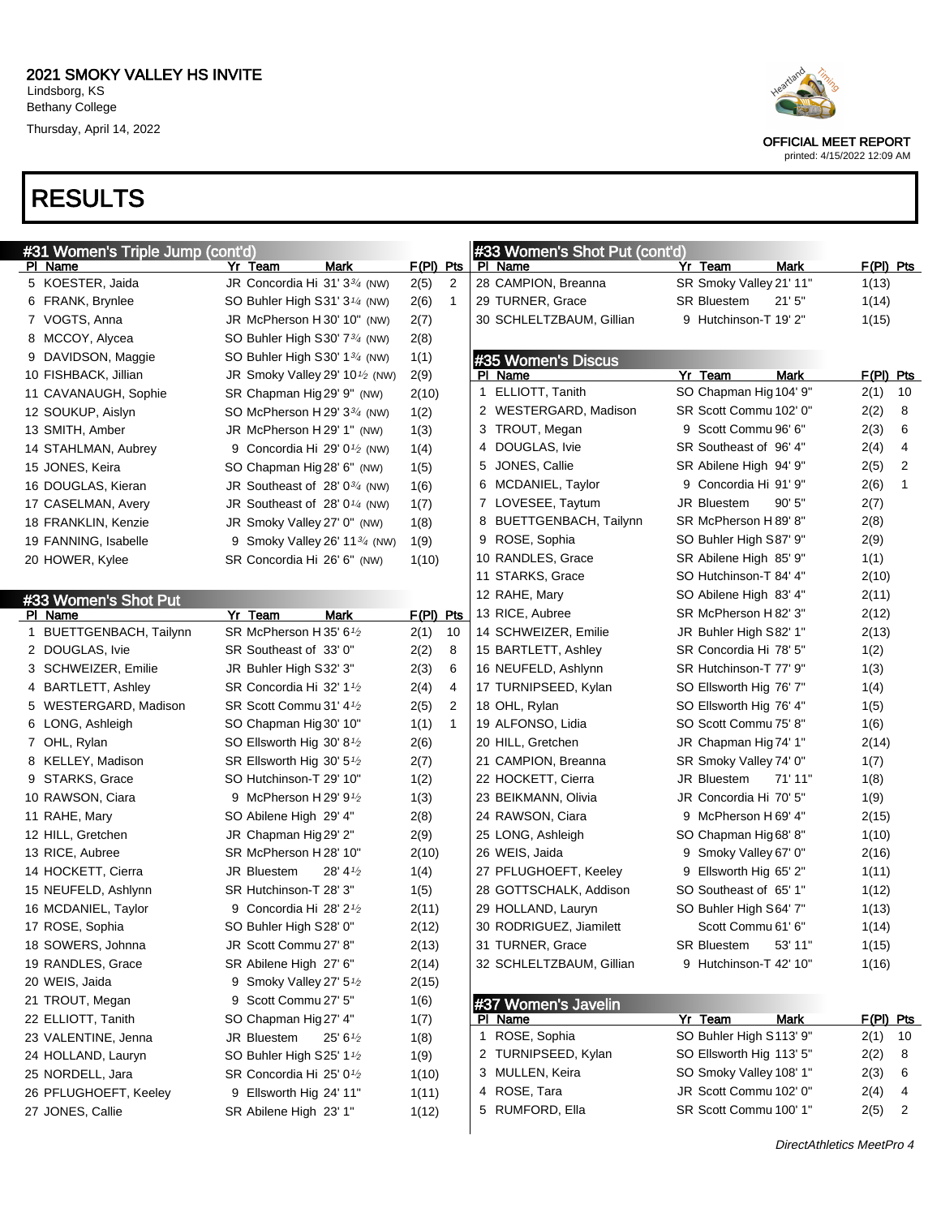# 2021 SMOKY VALLEY HS INVITE

Lindsborg, KS
Bethany College
Thursday, April 14, 2022

OFFICIAL MEET REPORT
printed: 4/15/2022 12:09 AM

# RESULTS

## #31 Women's Triple Jump (cont'd)

| Pl | Name | Yr | Team | Mark | F(Pl) | Pts |
|---|---|---|---|---|---|---|
| 5 | KOESTER, Jaida | JR | Concordia Hi | 31' 3¾ (NW) | 2(5) | 2 |
| 6 | FRANK, Brynlee | SO | Buhler High S | 31' 3¼ (NW) | 2(6) | 1 |
| 7 | VOGTS, Anna | JR | McPherson H | 30' 10" (NW) | 2(7) | |
| 8 | MCCOY, Alycea | SO | Buhler High S | 30' 7¾ (NW) | 2(8) | |
| 9 | DAVIDSON, Maggie | SO | Buhler High S | 30' 1¾ (NW) | 1(1) | |
| 10 | FISHBACK, Jillian | JR | Smoky Valley | 29' 10½ (NW) | 2(9) | |
| 11 | CAVANAUGH, Sophie | SR | Chapman Hig | 29' 9" (NW) | 2(10) | |
| 12 | SOUKUP, Aislyn | SO | McPherson H | 29' 3¾ (NW) | 1(2) | |
| 13 | SMITH, Amber | JR | McPherson H | 29' 1" (NW) | 1(3) | |
| 14 | STAHLMAN, Aubrey | 9 | Concordia Hi | 29' 0½ (NW) | 1(4) | |
| 15 | JONES, Keira | SO | Chapman Hig | 28' 6" (NW) | 1(5) | |
| 16 | DOUGLAS, Kieran | JR | Southeast of | 28' 0¾ (NW) | 1(6) | |
| 17 | CASELMAN, Avery | JR | Southeast of | 28' 0¼ (NW) | 1(7) | |
| 18 | FRANKLIN, Kenzie | JR | Smoky Valley | 27' 0" (NW) | 1(8) | |
| 19 | FANNING, Isabelle | 9 | Smoky Valley | 26' 11¾ (NW) | 1(9) | |
| 20 | HOWER, Kylee | SR | Concordia Hi | 26' 6" (NW) | 1(10) | |

## #33 Women's Shot Put

| Pl | Name | Yr | Team | Mark | F(Pl) | Pts |
|---|---|---|---|---|---|---|
| 1 | BUETTGENBACH, Tailynn | SR | McPherson H | 35' 6½ | 2(1) | 10 |
| 2 | DOUGLAS, Ivie | SR | Southeast of | 33' 0" | 2(2) | 8 |
| 3 | SCHWEIZER, Emilie | JR | Buhler High S | 32' 3" | 2(3) | 6 |
| 4 | BARTLETT, Ashley | SR | Concordia Hi | 32' 1½ | 2(4) | 4 |
| 5 | WESTERGARD, Madison | SR | Scott Commu | 31' 4½ | 2(5) | 2 |
| 6 | LONG, Ashleigh | SO | Chapman Hig | 30' 10" | 1(1) | 1 |
| 7 | OHL, Rylan | SO | Ellsworth Hig | 30' 8½ | 2(6) | |
| 8 | KELLEY, Madison | SR | Ellsworth Hig | 30' 5½ | 2(7) | |
| 9 | STARKS, Grace | SO | Hutchinson-T | 29' 10" | 1(2) | |
| 10 | RAWSON, Ciara | 9 | McPherson H | 29' 9½ | 1(3) | |
| 11 | RAHE, Mary | SO | Abilene High | 29' 4" | 2(8) | |
| 12 | HILL, Gretchen | JR | Chapman Hig | 29' 2" | 2(9) | |
| 13 | RICE, Aubree | SR | McPherson H | 28' 10" | 2(10) | |
| 14 | HOCKETT, Cierra | JR | Bluestem | 28' 4½ | 1(4) | |
| 15 | NEUFELD, Ashlynn | SR | Hutchinson-T | 28' 3" | 1(5) | |
| 16 | MCDANIEL, Taylor | 9 | Concordia Hi | 28' 2½ | 2(11) | |
| 17 | ROSE, Sophia | SO | Buhler High S | 28' 0" | 2(12) | |
| 18 | SOWERS, Johnna | JR | Scott Commu | 27' 8" | 2(13) | |
| 19 | RANDLES, Grace | SR | Abilene High | 27' 6" | 2(14) | |
| 20 | WEIS, Jaida | 9 | Smoky Valley | 27' 5½ | 2(15) | |
| 21 | TROUT, Megan | 9 | Scott Commu | 27' 5" | 1(6) | |
| 22 | ELLIOTT, Tanith | SO | Chapman Hig | 27' 4" | 1(7) | |
| 23 | VALENTINE, Jenna | JR | Bluestem | 25' 6½ | 1(8) | |
| 24 | HOLLAND, Lauryn | SO | Buhler High S | 25' 1½ | 1(9) | |
| 25 | NORDELL, Jara | SR | Concordia Hi | 25' 0½ | 1(10) | |
| 26 | PFLUGHOEFT, Keeley | 9 | Ellsworth Hig | 24' 11" | 1(11) | |
| 27 | JONES, Callie | SR | Abilene High | 23' 1" | 1(12) | |
| 28 | CAMPION, Breanna | SR | Smoky Valley | 21' 11" | 1(13) | |
| 29 | TURNER, Grace | SR | Bluestem | 21' 5" | 1(14) | |
| 30 | SCHLELTZBAUM, Gillian | 9 | Hutchinson-T | 19' 2" | 1(15) | |

## #35 Women's Discus

| Pl | Name | Yr | Team | Mark | F(Pl) | Pts |
|---|---|---|---|---|---|---|
| 1 | ELLIOTT, Tanith | SO | Chapman Hig | 104' 9" | 2(1) | 10 |
| 2 | WESTERGARD, Madison | SR | Scott Commu | 102' 0" | 2(2) | 8 |
| 3 | TROUT, Megan | 9 | Scott Commu | 96' 6" | 2(3) | 6 |
| 4 | DOUGLAS, Ivie | SR | Southeast of | 96' 4" | 2(4) | 4 |
| 5 | JONES, Callie | SR | Abilene High | 94' 9" | 2(5) | 2 |
| 6 | MCDANIEL, Taylor | 9 | Concordia Hi | 91' 9" | 2(6) | 1 |
| 7 | LOVESEE, Taytum | JR | Bluestem | 90' 5" | 2(7) | |
| 8 | BUETTGENBACH, Tailynn | SR | McPherson H | 89' 8" | 2(8) | |
| 9 | ROSE, Sophia | SO | Buhler High S | 87' 9" | 2(9) | |
| 10 | RANDLES, Grace | SR | Abilene High | 85' 9" | 1(1) | |
| 11 | STARKS, Grace | SO | Hutchinson-T | 84' 4" | 2(10) | |
| 12 | RAHE, Mary | SO | Abilene High | 83' 4" | 2(11) | |
| 13 | RICE, Aubree | SR | McPherson H | 82' 3" | 2(12) | |
| 14 | SCHWEIZER, Emilie | JR | Buhler High S | 82' 1" | 2(13) | |
| 15 | BARTLETT, Ashley | SR | Concordia Hi | 78' 5" | 1(2) | |
| 16 | NEUFELD, Ashlynn | SR | Hutchinson-T | 77' 9" | 1(3) | |
| 17 | TURNIPSEED, Kylan | SO | Ellsworth Hig | 76' 7" | 1(4) | |
| 18 | OHL, Rylan | SO | Ellsworth Hig | 76' 4" | 1(5) | |
| 19 | ALFONSO, Lidia | SO | Scott Commu | 75' 8" | 1(6) | |
| 20 | HILL, Gretchen | JR | Chapman Hig | 74' 1" | 2(14) | |
| 21 | CAMPION, Breanna | SR | Smoky Valley | 74' 0" | 1(7) | |
| 22 | HOCKETT, Cierra | JR | Bluestem | 71' 11" | 1(8) | |
| 23 | BEIKMANN, Olivia | JR | Concordia Hi | 70' 5" | 1(9) | |
| 24 | RAWSON, Ciara | 9 | McPherson H | 69' 4" | 2(15) | |
| 25 | LONG, Ashleigh | SO | Chapman Hig | 68' 8" | 1(10) | |
| 26 | WEIS, Jaida | 9 | Smoky Valley | 67' 0" | 2(16) | |
| 27 | PFLUGHOEFT, Keeley | 9 | Ellsworth Hig | 65' 2" | 1(11) | |
| 28 | GOTTSCHALK, Addison | SO | Southeast of | 65' 1" | 1(12) | |
| 29 | HOLLAND, Lauryn | SO | Buhler High S | 64' 7" | 1(13) | |
| 30 | RODRIGUEZ, Jiamilett | | Scott Commu | 61' 6" | 1(14) | |
| 31 | TURNER, Grace | SR | Bluestem | 53' 11" | 1(15) | |
| 32 | SCHLELTZBAUM, Gillian | 9 | Hutchinson-T | 42' 10" | 1(16) | |

## #37 Women's Javelin

| Pl | Name | Yr | Team | Mark | F(Pl) | Pts |
|---|---|---|---|---|---|---|
| 1 | ROSE, Sophia | SO | Buhler High S | 113' 9" | 2(1) | 10 |
| 2 | TURNIPSEED, Kylan | SO | Ellsworth Hig | 113' 5" | 2(2) | 8 |
| 3 | MULLEN, Keira | SO | Smoky Valley | 108' 1" | 2(3) | 6 |
| 4 | ROSE, Tara | JR | Scott Commu | 102' 0" | 2(4) | 4 |
| 5 | RUMFORD, Ella | SR | Scott Commu | 100' 1" | 2(5) | 2 |

*DirectAthletics MeetPro 4*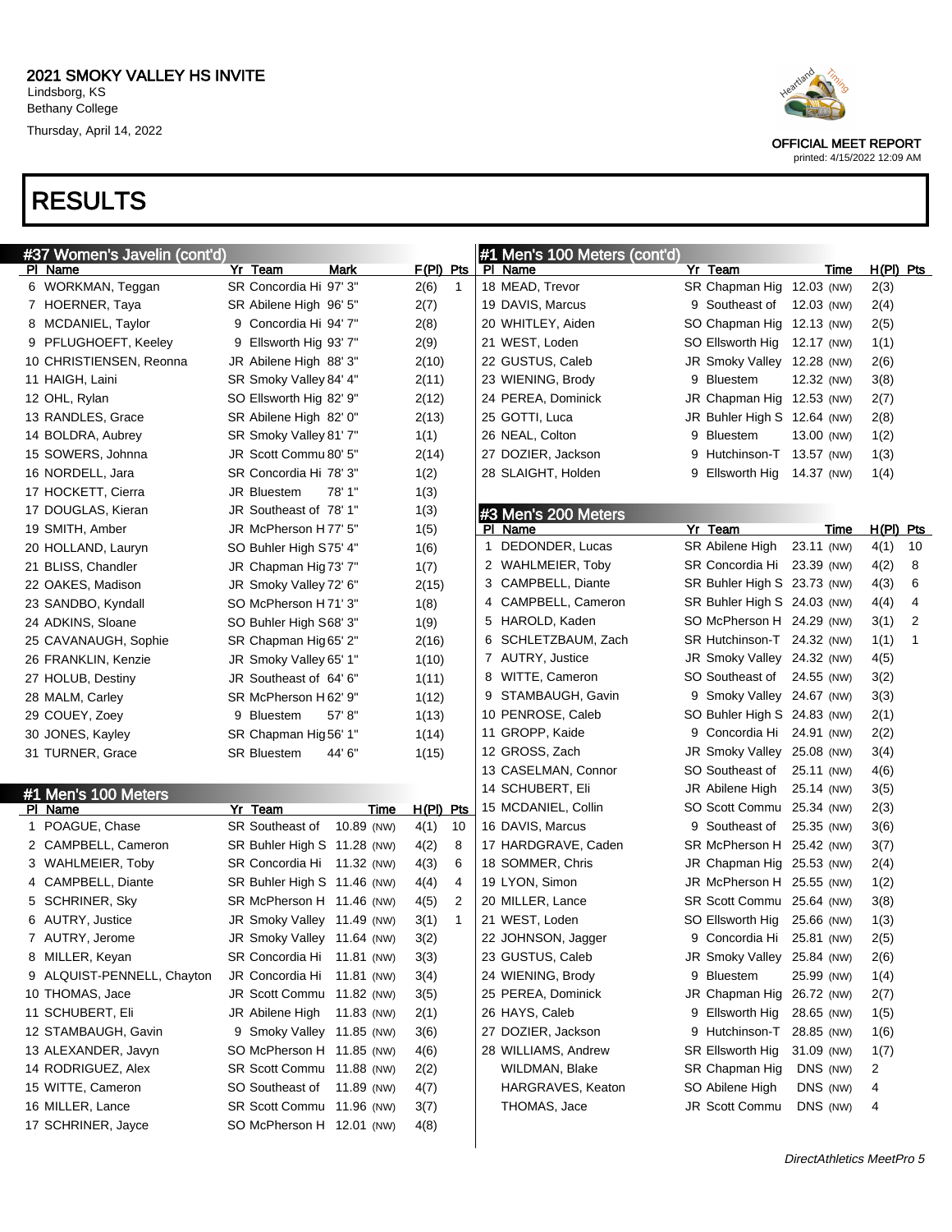# RESULTS

## #37 Women's Javelin (cont'd)

| Pl | Name | Yr | Team | Mark | F(Pl) | Pts |
|---|---|---|---|---|---|---|
| 6 | WORKMAN, Teggan | SR | Concordia Hi | 97' 3" | 2(6) | 1 |
| 7 | HOERNER, Taya | SR | Abilene High | 96' 5" | 2(7) | |
| 8 | MCDANIEL, Taylor | 9 | Concordia Hi | 94' 7" | 2(8) | |
| 9 | PFLUGHOEFT, Keeley | 9 | Ellsworth Hig | 93' 7" | 2(9) | |
| 10 | CHRISTIENSEN, Reonna | JR | Abilene High | 88' 3" | 2(10) | |
| 11 | HAIGH, Laini | SR | Smoky Valley | 84' 4" | 2(11) | |
| 12 | OHL, Rylan | SO | Ellsworth Hig | 82' 9" | 2(12) | |
| 13 | RANDLES, Grace | SR | Abilene High | 82' 0" | 2(13) | |
| 14 | BOLDRA, Aubrey | SR | Smoky Valley | 81' 7" | 1(1) | |
| 15 | SOWERS, Johnna | JR | Scott Commu | 80' 5" | 2(14) | |
| 16 | NORDELL, Jara | SR | Concordia Hi | 78' 3" | 1(2) | |
| 17 | HOCKETT, Cierra | JR | Bluestem | 78' 1" | 1(3) | |
| 17 | DOUGLAS, Kieran | JR | Southeast of | 78' 1" | 1(3) | |
| 19 | SMITH, Amber | JR | McPherson H | 77' 5" | 1(5) | |
| 20 | HOLLAND, Lauryn | SO | Buhler High S | 75' 4" | 1(6) | |
| 21 | BLISS, Chandler | JR | Chapman Hig | 73' 7" | 1(7) | |
| 22 | OAKES, Madison | JR | Smoky Valley | 72' 6" | 2(15) | |
| 23 | SANDBO, Kyndall | SO | McPherson H | 71' 3" | 1(8) | |
| 24 | ADKINS, Sloane | SO | Buhler High S | 68' 3" | 1(9) | |
| 25 | CAVANAUGH, Sophie | SR | Chapman Hig | 65' 2" | 2(16) | |
| 26 | FRANKLIN, Kenzie | JR | Smoky Valley | 65' 1" | 1(10) | |
| 27 | HOLUB, Destiny | JR | Southeast of | 64' 6" | 1(11) | |
| 28 | MALM, Carley | SR | McPherson H | 62' 9" | 1(12) | |
| 29 | COUEY, Zoey | 9 | Bluestem | 57' 8" | 1(13) | |
| 30 | JONES, Kayley | SR | Chapman Hig | 56' 1" | 1(14) | |
| 31 | TURNER, Grace | SR | Bluestem | 44' 6" | 1(15) | |

## #1 Men's 100 Meters

| Pl | Name | Yr | Team | Time | H(Pl) | Pts |
|---|---|---|---|---|---|---|
| 1 | POAGUE, Chase | SR | Southeast of | 10.89 (NW) | 4(1) | 10 |
| 2 | CAMPBELL, Cameron | SR | Buhler High S | 11.28 (NW) | 4(2) | 8 |
| 3 | WAHLMEIER, Toby | SR | Concordia Hi | 11.32 (NW) | 4(3) | 6 |
| 4 | CAMPBELL, Diante | SR | Buhler High S | 11.46 (NW) | 4(4) | 4 |
| 5 | SCHRINER, Sky | SR | McPherson H | 11.46 (NW) | 4(5) | 2 |
| 6 | AUTRY, Justice | JR | Smoky Valley | 11.49 (NW) | 3(1) | 1 |
| 7 | AUTRY, Jerome | JR | Smoky Valley | 11.64 (NW) | 3(2) | |
| 8 | MILLER, Keyan | SR | Concordia Hi | 11.81 (NW) | 3(3) | |
| 9 | ALQUIST-PENNELL, Chayton | JR | Concordia Hi | 11.81 (NW) | 3(4) | |
| 10 | THOMAS, Jace | JR | Scott Commu | 11.82 (NW) | 3(5) | |
| 11 | SCHUBERT, Eli | JR | Abilene High | 11.83 (NW) | 2(1) | |
| 12 | STAMBAUGH, Gavin | 9 | Smoky Valley | 11.85 (NW) | 3(6) | |
| 13 | ALEXANDER, Javyn | SO | McPherson H | 11.85 (NW) | 4(6) | |
| 14 | RODRIGUEZ, Alex | SR | Scott Commu | 11.88 (NW) | 2(2) | |
| 15 | WITTE, Cameron | SO | Southeast of | 11.89 (NW) | 4(7) | |
| 16 | MILLER, Lance | SR | Scott Commu | 11.96 (NW) | 3(7) | |
| 17 | SCHRINER, Jayce | SO | McPherson H | 12.01 (NW) | 4(8) | |
| 18 | MEAD, Trevor | SR | Chapman Hig | 12.03 (NW) | 2(3) | |
| 19 | DAVIS, Marcus | 9 | Southeast of | 12.03 (NW) | 2(4) | |
| 20 | WHITLEY, Aiden | SO | Chapman Hig | 12.13 (NW) | 2(5) | |
| 21 | WEST, Loden | SO | Ellsworth Hig | 12.17 (NW) | 1(1) | |
| 22 | GUSTUS, Caleb | JR | Smoky Valley | 12.28 (NW) | 2(6) | |
| 23 | WIENING, Brody | 9 | Bluestem | 12.32 (NW) | 3(8) | |
| 24 | PEREA, Dominick | JR | Chapman Hig | 12.53 (NW) | 2(7) | |
| 25 | GOTTI, Luca | JR | Buhler High S | 12.64 (NW) | 2(8) | |
| 26 | NEAL, Colton | 9 | Bluestem | 13.00 (NW) | 1(2) | |
| 27 | DOZIER, Jackson | 9 | Hutchinson-T | 13.57 (NW) | 1(3) | |
| 28 | SLAIGHT, Holden | 9 | Ellsworth Hig | 14.37 (NW) | 1(4) | |

## #3 Men's 200 Meters

| Pl | Name | Yr | Team | Time | H(Pl) | Pts |
|---|---|---|---|---|---|---|
| 1 | DEDONDER, Lucas | SR | Abilene High | 23.11 (NW) | 4(1) | 10 |
| 2 | WAHLMEIER, Toby | SR | Concordia Hi | 23.39 (NW) | 4(2) | 8 |
| 3 | CAMPBELL, Diante | SR | Buhler High S | 23.73 (NW) | 4(3) | 6 |
| 4 | CAMPBELL, Cameron | SR | Buhler High S | 24.03 (NW) | 4(4) | 4 |
| 5 | HAROLD, Kaden | SO | McPherson H | 24.29 (NW) | 3(1) | 2 |
| 6 | SCHLETZBAUM, Zach | SR | Hutchinson-T | 24.32 (NW) | 1(1) | 1 |
| 7 | AUTRY, Justice | JR | Smoky Valley | 24.32 (NW) | 4(5) | |
| 8 | WITTE, Cameron | SO | Southeast of | 24.55 (NW) | 3(2) | |
| 9 | STAMBAUGH, Gavin | 9 | Smoky Valley | 24.67 (NW) | 3(3) | |
| 10 | PENROSE, Caleb | SO | Buhler High S | 24.83 (NW) | 2(1) | |
| 11 | GROPP, Kaide | 9 | Concordia Hi | 24.91 (NW) | 2(2) | |
| 12 | GROSS, Zach | JR | Smoky Valley | 25.08 (NW) | 3(4) | |
| 13 | CASELMAN, Connor | SO | Southeast of | 25.11 (NW) | 4(6) | |
| 14 | SCHUBERT, Eli | JR | Abilene High | 25.14 (NW) | 3(5) | |
| 15 | MCDANIEL, Collin | SO | Scott Commu | 25.34 (NW) | 2(3) | |
| 16 | DAVIS, Marcus | 9 | Southeast of | 25.35 (NW) | 3(6) | |
| 17 | HARDGRAVE, Caden | SR | McPherson H | 25.42 (NW) | 3(7) | |
| 18 | SOMMER, Chris | JR | Chapman Hig | 25.53 (NW) | 2(4) | |
| 19 | LYON, Simon | JR | McPherson H | 25.55 (NW) | 1(2) | |
| 20 | MILLER, Lance | SR | Scott Commu | 25.64 (NW) | 3(8) | |
| 21 | WEST, Loden | SO | Ellsworth Hig | 25.66 (NW) | 1(3) | |
| 22 | JOHNSON, Jagger | 9 | Concordia Hi | 25.81 (NW) | 2(5) | |
| 23 | GUSTUS, Caleb | JR | Smoky Valley | 25.84 (NW) | 2(6) | |
| 24 | WIENING, Brody | 9 | Bluestem | 25.99 (NW) | 1(4) | |
| 25 | PEREA, Dominick | JR | Chapman Hig | 26.72 (NW) | 2(7) | |
| 26 | HAYS, Caleb | 9 | Ellsworth Hig | 28.65 (NW) | 1(5) | |
| 27 | DOZIER, Jackson | 9 | Hutchinson-T | 28.85 (NW) | 1(6) | |
| 28 | WILLIAMS, Andrew | SR | Ellsworth Hig | 31.09 (NW) | 1(7) | |
| | WILDMAN, Blake | SR | Chapman Hig | DNS (NW) | 2 | |
| | HARGRAVES, Keaton | SO | Abilene High | DNS (NW) | 4 | |
| | THOMAS, Jace | JR | Scott Commu | DNS (NW) | 4 | |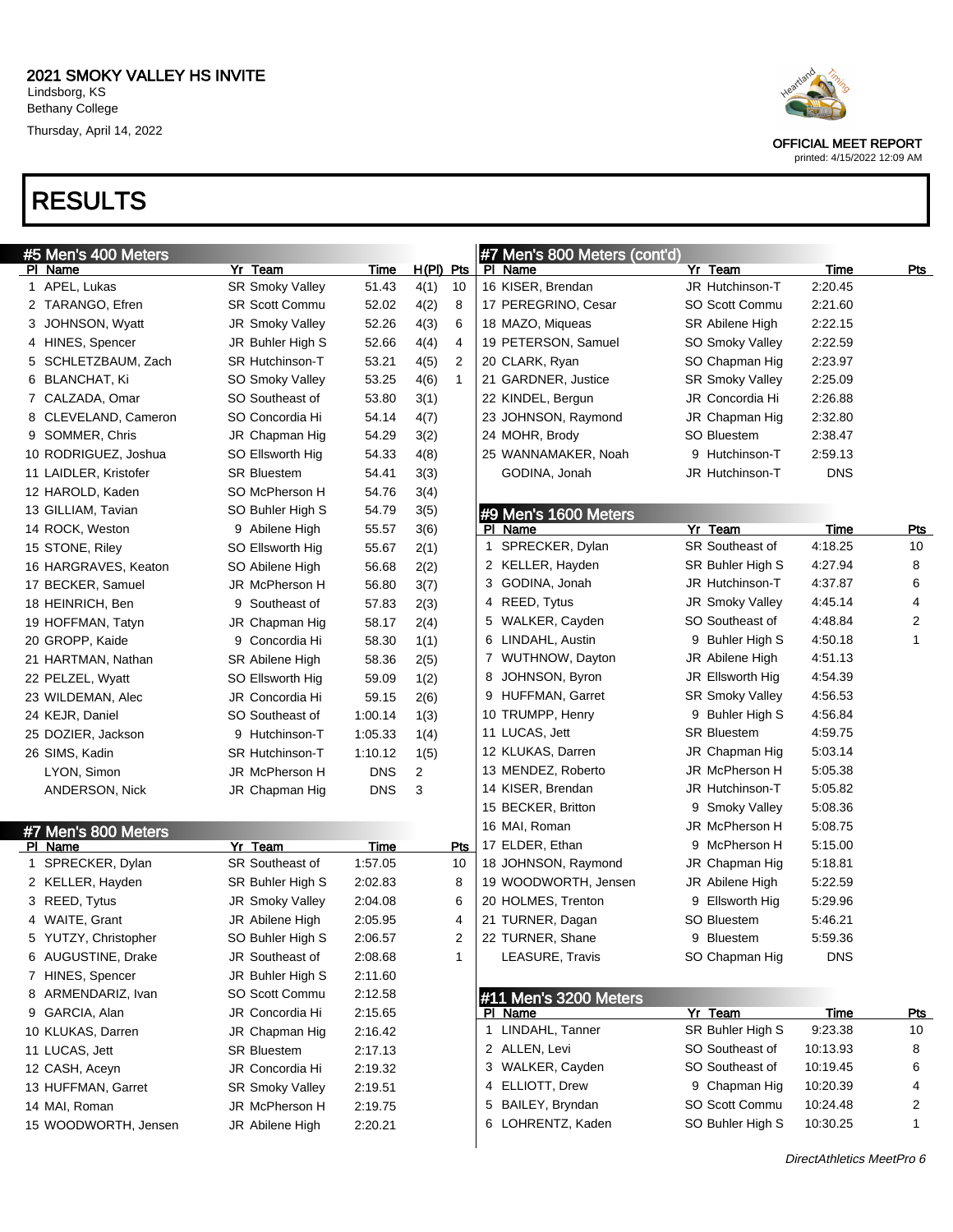2021 SMOKY VALLEY HS INVITE
Lindsborg, KS
Bethany College
Thursday, April 14, 2022

OFFICIAL MEET REPORT
printed: 4/15/2022 12:09 AM

# RESULTS

## #5 Men's 400 Meters

| Pl | Name | Yr | Team | Time | H(Pl) | Pts |
|---|---|---|---|---|---|---|
| 1 | APEL, Lukas | SR | Smoky Valley | 51.43 | 4(1) | 10 |
| 2 | TARANGO, Efren | SR | Scott Commu | 52.02 | 4(2) | 8 |
| 3 | JOHNSON, Wyatt | JR | Smoky Valley | 52.26 | 4(3) | 6 |
| 4 | HINES, Spencer | JR | Buhler High S | 52.66 | 4(4) | 4 |
| 5 | SCHLETZBAUM, Zach | SR | Hutchinson-T | 53.21 | 4(5) | 2 |
| 6 | BLANCHAT, Ki | SO | Smoky Valley | 53.25 | 4(6) | 1 |
| 7 | CALZADA, Omar | SO | Southeast of | 53.80 | 3(1) | |
| 8 | CLEVELAND, Cameron | SO | Concordia Hi | 54.14 | 4(7) | |
| 9 | SOMMER, Chris | JR | Chapman Hig | 54.29 | 3(2) | |
| 10 | RODRIGUEZ, Joshua | SO | Ellsworth Hig | 54.33 | 4(8) | |
| 11 | LAIDLER, Kristofer | SR | Bluestem | 54.41 | 3(3) | |
| 12 | HAROLD, Kaden | SO | McPherson H | 54.76 | 3(4) | |
| 13 | GILLIAM, Tavian | SO | Buhler High S | 54.79 | 3(5) | |
| 14 | ROCK, Weston | 9 | Abilene High | 55.57 | 3(6) | |
| 15 | STONE, Riley | SO | Ellsworth Hig | 55.67 | 2(1) | |
| 16 | HARGRAVES, Keaton | SO | Abilene High | 56.68 | 2(2) | |
| 17 | BECKER, Samuel | JR | McPherson H | 56.80 | 3(7) | |
| 18 | HEINRICH, Ben | 9 | Southeast of | 57.83 | 2(3) | |
| 19 | HOFFMAN, Tatyn | JR | Chapman Hig | 58.17 | 2(4) | |
| 20 | GROPP, Kaide | 9 | Concordia Hi | 58.30 | 1(1) | |
| 21 | HARTMAN, Nathan | SR | Abilene High | 58.36 | 2(5) | |
| 22 | PELZEL, Wyatt | SO | Ellsworth Hig | 59.09 | 1(2) | |
| 23 | WILDEMAN, Alec | JR | Concordia Hi | 59.15 | 2(6) | |
| 24 | KEJR, Daniel | SO | Southeast of | 1:00.14 | 1(3) | |
| 25 | DOZIER, Jackson | 9 | Hutchinson-T | 1:05.33 | 1(4) | |
| 26 | SIMS, Kadin | SR | Hutchinson-T | 1:10.12 | 1(5) | |
| | LYON, Simon | JR | McPherson H | DNS | 2 | |
| | ANDERSON, Nick | JR | Chapman Hig | DNS | 3 | |

## #7 Men's 800 Meters

| Pl | Name | Yr | Team | Time | Pts |
|---|---|---|---|---|---|
| 1 | SPRECKER, Dylan | SR | Southeast of | 1:57.05 | 10 |
| 2 | KELLER, Hayden | SR | Buhler High S | 2:02.83 | 8 |
| 3 | REED, Tytus | JR | Smoky Valley | 2:04.08 | 6 |
| 4 | WAITE, Grant | JR | Abilene High | 2:05.95 | 4 |
| 5 | YUTZY, Christopher | SO | Buhler High S | 2:06.57 | 2 |
| 6 | AUGUSTINE, Drake | JR | Southeast of | 2:08.68 | 1 |
| 7 | HINES, Spencer | JR | Buhler High S | 2:11.60 | |
| 8 | ARMENDARIZ, Ivan | SO | Scott Commu | 2:12.58 | |
| 9 | GARCIA, Alan | JR | Concordia Hi | 2:15.65 | |
| 10 | KLUKAS, Darren | JR | Chapman Hig | 2:16.42 | |
| 11 | LUCAS, Jett | SR | Bluestem | 2:17.13 | |
| 12 | CASH, Aceyn | JR | Concordia Hi | 2:19.32 | |
| 13 | HUFFMAN, Garret | SR | Smoky Valley | 2:19.51 | |
| 14 | MAI, Roman | JR | McPherson H | 2:19.75 | |
| 15 | WOODWORTH, Jensen | JR | Abilene High | 2:20.21 | |
| 16 | KISER, Brendan | JR | Hutchinson-T | 2:20.45 | |
| 17 | PEREGRINO, Cesar | SO | Scott Commu | 2:21.60 | |
| 18 | MAZO, Miqueas | SR | Abilene High | 2:22.15 | |
| 19 | PETERSON, Samuel | SO | Smoky Valley | 2:22.59 | |
| 20 | CLARK, Ryan | SO | Chapman Hig | 2:23.97 | |
| 21 | GARDNER, Justice | SR | Smoky Valley | 2:25.09 | |
| 22 | KINDEL, Bergun | JR | Concordia Hi | 2:26.88 | |
| 23 | JOHNSON, Raymond | JR | Chapman Hig | 2:32.80 | |
| 24 | MOHR, Brody | SO | Bluestem | 2:38.47 | |
| 25 | WANNAMAKER, Noah | 9 | Hutchinson-T | 2:59.13 | |
| | GODINA, Jonah | JR | Hutchinson-T | DNS | |

## #9 Men's 1600 Meters

| Pl | Name | Yr | Team | Time | Pts |
|---|---|---|---|---|---|
| 1 | SPRECKER, Dylan | SR | Southeast of | 4:18.25 | 10 |
| 2 | KELLER, Hayden | SR | Buhler High S | 4:27.94 | 8 |
| 3 | GODINA, Jonah | JR | Hutchinson-T | 4:37.87 | 6 |
| 4 | REED, Tytus | JR | Smoky Valley | 4:45.14 | 4 |
| 5 | WALKER, Cayden | SO | Southeast of | 4:48.84 | 2 |
| 6 | LINDAHL, Austin | 9 | Buhler High S | 4:50.18 | 1 |
| 7 | WUTHNOW, Dayton | JR | Abilene High | 4:51.13 | |
| 8 | JOHNSON, Byron | JR | Ellsworth Hig | 4:54.39 | |
| 9 | HUFFMAN, Garret | SR | Smoky Valley | 4:56.53 | |
| 10 | TRUMPP, Henry | 9 | Buhler High S | 4:56.84 | |
| 11 | LUCAS, Jett | SR | Bluestem | 4:59.75 | |
| 12 | KLUKAS, Darren | JR | Chapman Hig | 5:03.14 | |
| 13 | MENDEZ, Roberto | JR | McPherson H | 5:05.38 | |
| 14 | KISER, Brendan | JR | Hutchinson-T | 5:05.82 | |
| 15 | BECKER, Britton | 9 | Smoky Valley | 5:08.36 | |
| 16 | MAI, Roman | JR | McPherson H | 5:08.75 | |
| 17 | ELDER, Ethan | 9 | McPherson H | 5:15.00 | |
| 18 | JOHNSON, Raymond | JR | Chapman Hig | 5:18.81 | |
| 19 | WOODWORTH, Jensen | JR | Abilene High | 5:22.59 | |
| 20 | HOLMES, Trenton | 9 | Ellsworth Hig | 5:29.96 | |
| 21 | TURNER, Dagan | SO | Bluestem | 5:46.21 | |
| 22 | TURNER, Shane | 9 | Bluestem | 5:59.36 | |
| | LEASURE, Travis | SO | Chapman Hig | DNS | |

## #11 Men's 3200 Meters

| Pl | Name | Yr | Team | Time | Pts |
|---|---|---|---|---|---|
| 1 | LINDAHL, Tanner | SR | Buhler High S | 9:23.38 | 10 |
| 2 | ALLEN, Levi | SO | Southeast of | 10:13.93 | 8 |
| 3 | WALKER, Cayden | SO | Southeast of | 10:19.45 | 6 |
| 4 | ELLIOTT, Drew | 9 | Chapman Hig | 10:20.39 | 4 |
| 5 | BAILEY, Bryndan | SO | Scott Commu | 10:24.48 | 2 |
| 6 | LOHRENTZ, Kaden | SO | Buhler High S | 10:30.25 | 1 |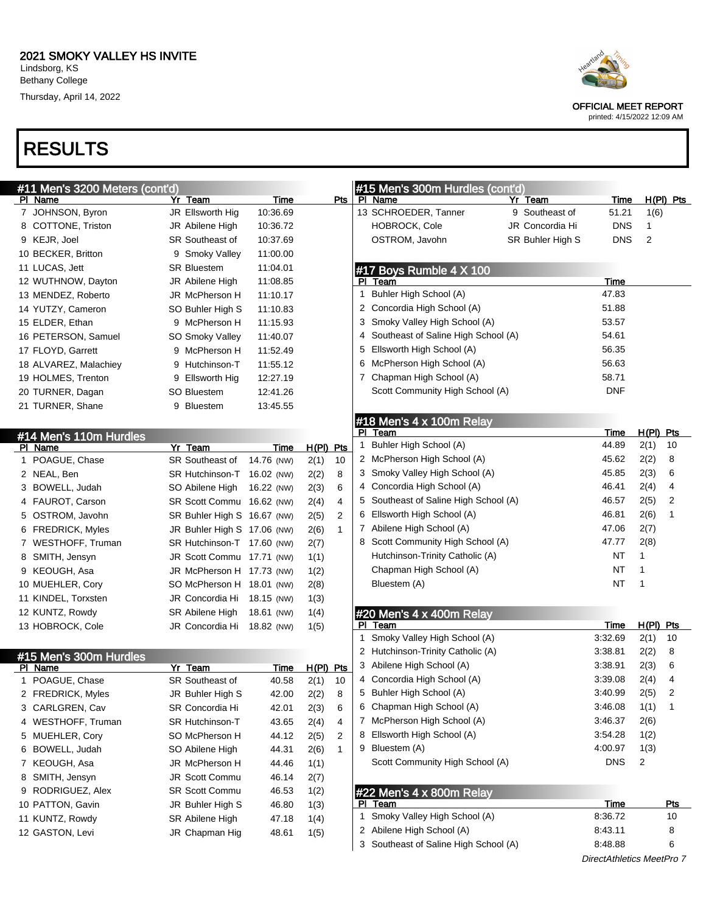# 2021 SMOKY VALLEY HS INVITE

Lindsborg, KS
Bethany College
Thursday, April 14, 2022

OFFICIAL MEET REPORT
printed: 4/15/2022 12:09 AM

# RESULTS

## #11 Men's 3200 Meters (cont'd)

| Pl | Name | Yr | Team | Time | Pts |
|---|---|---|---|---|---|
| 7 | JOHNSON, Byron | JR | Ellsworth Hig | 10:36.69 | |
| 8 | COTTONE, Triston | JR | Abilene High | 10:36.72 | |
| 9 | KEJR, Joel | SR | Southeast of | 10:37.69 | |
| 10 | BECKER, Britton | 9 | Smoky Valley | 11:00.00 | |
| 11 | LUCAS, Jett | SR | Bluestem | 11:04.01 | |
| 12 | WUTHNOW, Dayton | JR | Abilene High | 11:08.85 | |
| 13 | MENDEZ, Roberto | JR | McPherson H | 11:10.17 | |
| 14 | YUTZY, Cameron | SO | Buhler High S | 11:10.83 | |
| 15 | ELDER, Ethan | 9 | McPherson H | 11:15.93 | |
| 16 | PETERSON, Samuel | SO | Smoky Valley | 11:40.07 | |
| 17 | FLOYD, Garrett | 9 | McPherson H | 11:52.49 | |
| 18 | ALVAREZ, Malachiey | 9 | Hutchinson-T | 11:55.12 | |
| 19 | HOLMES, Trenton | 9 | Ellsworth Hig | 12:27.19 | |
| 20 | TURNER, Dagan | SO | Bluestem | 12:41.26 | |
| 21 | TURNER, Shane | 9 | Bluestem | 13:45.55 | |

## #14 Men's 110m Hurdles

| Pl | Name | Yr | Team | Time | H(Pl) | Pts |
|---|---|---|---|---|---|---|
| 1 | POAGUE, Chase | SR | Southeast of | 14.76 (NW) | 2(1) | 10 |
| 2 | NEAL, Ben | SR | Hutchinson-T | 16.02 (NW) | 2(2) | 8 |
| 3 | BOWELL, Judah | SO | Abilene High | 16.22 (NW) | 2(3) | 6 |
| 4 | FAUROT, Carson | SR | Scott Commu | 16.62 (NW) | 2(4) | 4 |
| 5 | OSTROM, Javohn | SR | Buhler High S | 16.67 (NW) | 2(5) | 2 |
| 6 | FREDRICK, Myles | JR | Buhler High S | 17.06 (NW) | 2(6) | 1 |
| 7 | WESTHOFF, Truman | SR | Hutchinson-T | 17.60 (NW) | 2(7) | |
| 8 | SMITH, Jensyn | JR | Scott Commu | 17.71 (NW) | 1(1) | |
| 9 | KEOUGH, Asa | JR | McPherson H | 17.73 (NW) | 1(2) | |
| 10 | MUEHLER, Cory | SO | McPherson H | 18.01 (NW) | 2(8) | |
| 11 | KINDEL, Torxsten | JR | Concordia Hi | 18.15 (NW) | 1(3) | |
| 12 | KUNTZ, Rowdy | SR | Abilene High | 18.61 (NW) | 1(4) | |
| 13 | HOBROCK, Cole | JR | Concordia Hi | 18.82 (NW) | 1(5) | |

## #15 Men's 300m Hurdles

| Pl | Name | Yr | Team | Time | H(Pl) | Pts |
|---|---|---|---|---|---|---|
| 1 | POAGUE, Chase | SR | Southeast of | 40.58 | 2(1) | 10 |
| 2 | FREDRICK, Myles | JR | Buhler High S | 42.00 | 2(2) | 8 |
| 3 | CARLGREN, Cav | SR | Concordia Hi | 42.01 | 2(3) | 6 |
| 4 | WESTHOFF, Truman | SR | Hutchinson-T | 43.65 | 2(4) | 4 |
| 5 | MUEHLER, Cory | SO | McPherson H | 44.12 | 2(5) | 2 |
| 6 | BOWELL, Judah | SO | Abilene High | 44.31 | 2(6) | 1 |
| 7 | KEOUGH, Asa | JR | McPherson H | 44.46 | 1(1) | |
| 8 | SMITH, Jensyn | JR | Scott Commu | 46.14 | 2(7) | |
| 9 | RODRIGUEZ, Alex | SR | Scott Commu | 46.53 | 1(2) | |
| 10 | PATTON, Gavin | JR | Buhler High S | 46.80 | 1(3) | |
| 11 | KUNTZ, Rowdy | SR | Abilene High | 47.18 | 1(4) | |
| 12 | GASTON, Levi | JR | Chapman Hig | 48.61 | 1(5) | |
| 13 | SCHROEDER, Tanner | 9 | Southeast of | 51.21 | 1(6) | |
| | HOBROCK, Cole | JR | Concordia Hi | DNS | 1 | |
| | OSTROM, Javohn | SR | Buhler High S | DNS | 2 | |

## #17 Boys Rumble 4 X 100

| Pl | Team | Time |
|---|---|---|
| 1 | Buhler High School (A) | 47.83 |
| 2 | Concordia High School (A) | 51.88 |
| 3 | Smoky Valley High School (A) | 53.57 |
| 4 | Southeast of Saline High School (A) | 54.61 |
| 5 | Ellsworth High School (A) | 56.35 |
| 6 | McPherson High School (A) | 56.63 |
| 7 | Chapman High School (A) | 58.71 |
| | Scott Community High School (A) | DNF |

## #18 Men's 4 x 100m Relay

| Pl | Team | Time | H(Pl) | Pts |
|---|---|---|---|---|
| 1 | Buhler High School (A) | 44.89 | 2(1) | 10 |
| 2 | McPherson High School (A) | 45.62 | 2(2) | 8 |
| 3 | Smoky Valley High School (A) | 45.85 | 2(3) | 6 |
| 4 | Concordia High School (A) | 46.41 | 2(4) | 4 |
| 5 | Southeast of Saline High School (A) | 46.57 | 2(5) | 2 |
| 6 | Ellsworth High School (A) | 46.81 | 2(6) | 1 |
| 7 | Abilene High School (A) | 47.06 | 2(7) | |
| 8 | Scott Community High School (A) | 47.77 | 2(8) | |
| | Hutchinson-Trinity Catholic (A) | NT | 1 | |
| | Chapman High School (A) | NT | 1 | |
| | Bluestem (A) | NT | 1 | |

## #20 Men's 4 x 400m Relay

| Pl | Team | Time | H(Pl) | Pts |
|---|---|---|---|---|
| 1 | Smoky Valley High School (A) | 3:32.69 | 2(1) | 10 |
| 2 | Hutchinson-Trinity Catholic (A) | 3:38.81 | 2(2) | 8 |
| 3 | Abilene High School (A) | 3:38.91 | 2(3) | 6 |
| 4 | Concordia High School (A) | 3:39.08 | 2(4) | 4 |
| 5 | Buhler High School (A) | 3:40.99 | 2(5) | 2 |
| 6 | Chapman High School (A) | 3:46.08 | 1(1) | 1 |
| 7 | McPherson High School (A) | 3:46.37 | 2(6) | |
| 8 | Ellsworth High School (A) | 3:54.28 | 1(2) | |
| 9 | Bluestem (A) | 4:00.97 | 1(3) | |
| | Scott Community High School (A) | DNS | 2 | |

## #22 Men's 4 x 800m Relay

| Pl | Team | Time | Pts |
|---|---|---|---|
| 1 | Smoky Valley High School (A) | 8:36.72 | 10 |
| 2 | Abilene High School (A) | 8:43.11 | 8 |
| 3 | Southeast of Saline High School (A) | 8:48.88 | 6 |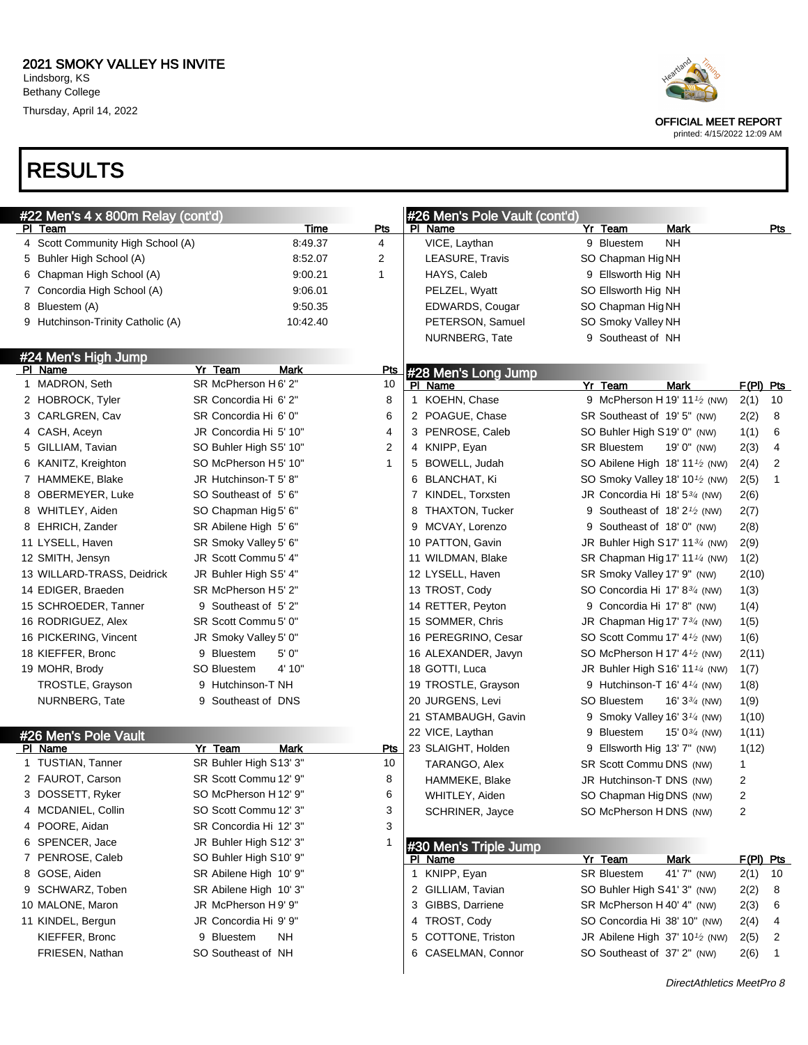## 2021 SMOKY VALLEY HS INVITE

Lindsborg, KS
Bethany College
Thursday, April 14, 2022

OFFICIAL MEET REPORT
printed: 4/15/2022 12:09 AM

# RESULTS

### #22 Men's 4 x 800m Relay (cont'd)

| Pl | Team | Time | Pts |
|---|---|---|---|
| 4 | Scott Community High School (A) | 8:49.37 | 4 |
| 5 | Buhler High School (A) | 8:52.07 | 2 |
| 6 | Chapman High School (A) | 9:00.21 | 1 |
| 7 | Concordia High School (A) | 9:06.01 | |
| 8 | Bluestem (A) | 9:50.35 | |
| 9 | Hutchinson-Trinity Catholic (A) | 10:42.40 | |

### #24 Men's High Jump

| Pl | Name | Yr | Team | Mark | Pts |
|---|---|---|---|---|---|
| 1 | MADRON, Seth | SR | McPherson H | 6' 2" | 10 |
| 2 | HOBROCK, Tyler | SR | Concordia Hi | 6' 2" | 8 |
| 3 | CARLGREN, Cav | SR | Concordia Hi | 6' 0" | 6 |
| 4 | CASH, Aceyn | JR | Concordia Hi | 5' 10" | 4 |
| 5 | GILLIAM, Tavian | SO | Buhler High S | 5' 10" | 2 |
| 6 | KANITZ, Kreighton | SO | McPherson H | 5' 10" | 1 |
| 7 | HAMMEKE, Blake | JR | Hutchinson-T | 5' 8" | |
| 8 | OBERMEYER, Luke | SO | Southeast of | 5' 6" | |
| 8 | WHITLEY, Aiden | SO | Chapman Hig | 5' 6" | |
| 8 | EHRICH, Zander | SR | Abilene High | 5' 6" | |
| 11 | LYSELL, Haven | SR | Smoky Valley | 5' 6" | |
| 12 | SMITH, Jensyn | JR | Scott Commu | 5' 4" | |
| 13 | WILLARD-TRASS, Deidrick | JR | Buhler High S | 5' 4" | |
| 14 | EDIGER, Braeden | SR | McPherson H | 5' 2" | |
| 15 | SCHROEDER, Tanner | 9 | Southeast of | 5' 2" | |
| 16 | RODRIGUEZ, Alex | SR | Scott Commu | 5' 0" | |
| 16 | PICKERING, Vincent | JR | Smoky Valley | 5' 0" | |
| 18 | KIEFFER, Bronc | 9 | Bluestem | 5' 0" | |
| 19 | MOHR, Brody | SO | Bluestem | 4' 10" | |
| | TROSTLE, Grayson | 9 | Hutchinson-T | NH | |
| | NURNBERG, Tate | 9 | Southeast of | DNS | |

### #26 Men's Pole Vault

| Pl | Name | Yr | Team | Mark | Pts |
|---|---|---|---|---|---|
| 1 | TUSTIAN, Tanner | SR | Buhler High S | 13' 3" | 10 |
| 2 | FAUROT, Carson | SR | Scott Commu | 12' 9" | 8 |
| 3 | DOSSETT, Ryker | SO | McPherson H | 12' 9" | 6 |
| 4 | MCDANIEL, Collin | SO | Scott Commu | 12' 3" | 3 |
| 4 | POORE, Aidan | SR | Concordia Hi | 12' 3" | 3 |
| 6 | SPENCER, Jace | JR | Buhler High S | 12' 3" | 1 |
| 7 | PENROSE, Caleb | SO | Buhler High S | 10' 9" | |
| 8 | GOSE, Aiden | SR | Abilene High | 10' 9" | |
| 9 | SCHWARZ, Toben | SR | Abilene High | 10' 3" | |
| 10 | MALONE, Maron | JR | McPherson H | 9' 9" | |
| 11 | KINDEL, Bergun | JR | Concordia Hi | 9' 9" | |
| | KIEFFER, Bronc | 9 | Bluestem | NH | |
| | FRIESEN, Nathan | SO | Southeast of | NH | |

### #26 Men's Pole Vault (cont'd)

| Pl | Name | Yr | Team | Mark | Pts |
|---|---|---|---|---|---|
| | VICE, Laythan | 9 | Bluestem | NH | |
| | LEASURE, Travis | SO | Chapman Hig | NH | |
| | HAYS, Caleb | 9 | Ellsworth Hig | NH | |
| | PELZEL, Wyatt | SO | Ellsworth Hig | NH | |
| | EDWARDS, Cougar | SO | Chapman Hig | NH | |
| | PETERSON, Samuel | SO | Smoky Valley | NH | |
| | NURNBERG, Tate | 9 | Southeast of | NH | |

### #28 Men's Long Jump

| Pl | Name | Yr | Team | Mark | F(Pl) | Pts |
|---|---|---|---|---|---|---|
| 1 | KOEHN, Chase | 9 | McPherson H | 19' 11½ (NW) | 2(1) | 10 |
| 2 | POAGUE, Chase | SR | Southeast of | 19' 5" (NW) | 2(2) | 8 |
| 3 | PENROSE, Caleb | SO | Buhler High S | 19' 0" (NW) | 1(1) | 6 |
| 4 | KNIPP, Eyan | SR | Bluestem | 19' 0" (NW) | 2(3) | 4 |
| 5 | BOWELL, Judah | SO | Abilene High | 18' 11½ (NW) | 2(4) | 2 |
| 6 | BLANCHAT, Ki | SO | Smoky Valley | 18' 10½ (NW) | 2(5) | 1 |
| 7 | KINDEL, Torxsten | JR | Concordia Hi | 18' 5¾ (NW) | 2(6) | |
| 8 | THAXTON, Tucker | 9 | Southeast of | 18' 2½ (NW) | 2(7) | |
| 9 | MCVAY, Lorenzo | 9 | Southeast of | 18' 0" (NW) | 2(8) | |
| 10 | PATTON, Gavin | JR | Buhler High S | 17' 11¾ (NW) | 2(9) | |
| 11 | WILDMAN, Blake | SR | Chapman Hig | 17' 11¼ (NW) | 1(2) | |
| 12 | LYSELL, Haven | SR | Smoky Valley | 17' 9" (NW) | 2(10) | |
| 13 | TROST, Cody | SO | Concordia Hi | 17' 8¾ (NW) | 1(3) | |
| 14 | RETTER, Peyton | 9 | Concordia Hi | 17' 8" (NW) | 1(4) | |
| 15 | SOMMER, Chris | JR | Chapman Hig | 17' 7¾ (NW) | 1(5) | |
| 16 | PEREGRINO, Cesar | SO | Scott Commu | 17' 4½ (NW) | 1(6) | |
| 16 | ALEXANDER, Javyn | SO | McPherson H | 17' 4½ (NW) | 2(11) | |
| 18 | GOTTI, Luca | JR | Buhler High S | 16' 11¼ (NW) | 1(7) | |
| 19 | TROSTLE, Grayson | 9 | Hutchinson-T | 16' 4¼ (NW) | 1(8) | |
| 20 | JURGENS, Levi | SO | Bluestem | 16' 3¾ (NW) | 1(9) | |
| 21 | STAMBAUGH, Gavin | 9 | Smoky Valley | 16' 3¼ (NW) | 1(10) | |
| 22 | VICE, Laythan | 9 | Bluestem | 15' 0¾ (NW) | 1(11) | |
| 23 | SLAIGHT, Holden | 9 | Ellsworth Hig | 13' 7" (NW) | 1(12) | |
| | TARANGO, Alex | SR | Scott Commu | DNS (NW) | 1 | |
| | HAMMEKE, Blake | JR | Hutchinson-T | DNS (NW) | 2 | |
| | WHITLEY, Aiden | SO | Chapman Hig | DNS (NW) | 2 | |
| | SCHRINER, Jayce | SO | McPherson H | DNS (NW) | 2 | |

### #30 Men's Triple Jump

| Pl | Name | Yr | Team | Mark | F(Pl) | Pts |
|---|---|---|---|---|---|---|
| 1 | KNIPP, Eyan | SR | Bluestem | 41' 7" (NW) | 2(1) | 10 |
| 2 | GILLIAM, Tavian | SO | Buhler High S | 41' 3" (NW) | 2(2) | 8 |
| 3 | GIBBS, Darriene | SR | McPherson H | 40' 4" (NW) | 2(3) | 6 |
| 4 | TROST, Cody | SO | Concordia Hi | 38' 10" (NW) | 2(4) | 4 |
| 5 | COTTONE, Triston | JR | Abilene High | 37' 10½ (NW) | 2(5) | 2 |
| 6 | CASELMAN, Connor | SO | Southeast of | 37' 2" (NW) | 2(6) | 1 |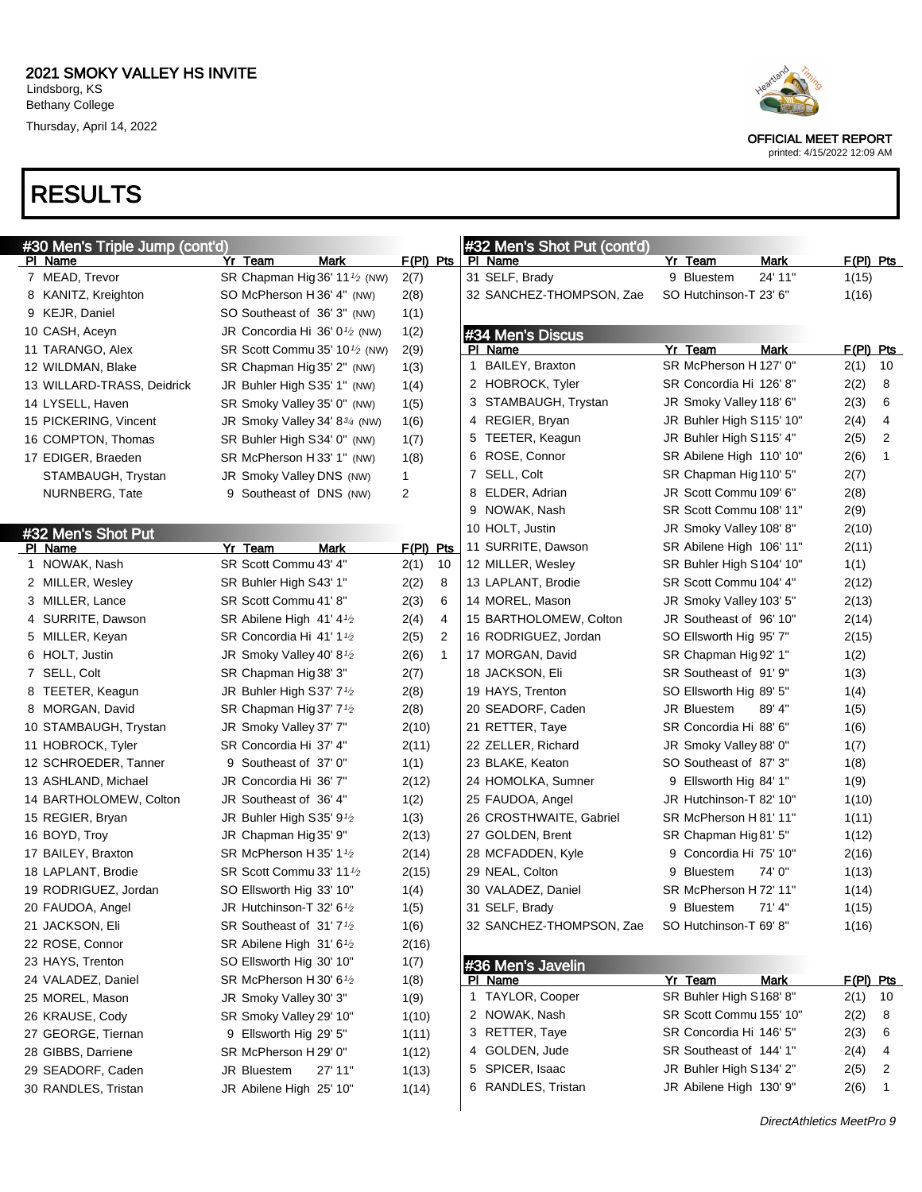# 2021 SMOKY VALLEY HS INVITE

Lindsborg, KS
Bethany College
Thursday, April 14, 2022

OFFICIAL MEET REPORT
printed: 4/15/2022 12:09 AM

# RESULTS

## #30 Men's Triple Jump (cont'd)

| Pl | Name | Yr | Team | Mark | F(Pl) | Pts |
|---|---|---|---|---|---|---|
| 7 | MEAD, Trevor | SR | Chapman Hig | 36' 11½ (NW) | 2(7) | |
| 8 | KANITZ, Kreighton | SO | McPherson H | 36' 4" (NW) | 2(8) | |
| 9 | KEJR, Daniel | SO | Southeast of | 36' 3" (NW) | 1(1) | |
| 10 | CASH, Aceyn | JR | Concordia Hi | 36' 0½ (NW) | 1(2) | |
| 11 | TARANGO, Alex | SR | Scott Commu | 35' 10½ (NW) | 2(9) | |
| 12 | WILDMAN, Blake | SR | Chapman Hig | 35' 2" (NW) | 1(3) | |
| 13 | WILLARD-TRASS, Deidrick | JR | Buhler High S | 35' 1" (NW) | 1(4) | |
| 14 | LYSELL, Haven | SR | Smoky Valley | 35' 0" (NW) | 1(5) | |
| 15 | PICKERING, Vincent | JR | Smoky Valley | 34' 8¾ (NW) | 1(6) | |
| 16 | COMPTON, Thomas | SR | Buhler High S | 34' 0" (NW) | 1(7) | |
| 17 | EDIGER, Braeden | SR | McPherson H | 33' 1" (NW) | 1(8) | |
| | STAMBAUGH, Trystan | JR | Smoky Valley | DNS (NW) | 1 | |
| | NURNBERG, Tate | 9 | Southeast of | DNS (NW) | 2 | |

## #32 Men's Shot Put

| Pl | Name | Yr | Team | Mark | F(Pl) | Pts |
|---|---|---|---|---|---|---|
| 1 | NOWAK, Nash | SR | Scott Commu | 43' 4" | 2(1) | 10 |
| 2 | MILLER, Wesley | SR | Buhler High S | 43' 1" | 2(2) | 8 |
| 3 | MILLER, Lance | SR | Scott Commu | 41' 8" | 2(3) | 6 |
| 4 | SURRITE, Dawson | SR | Abilene High | 41' 4½ | 2(4) | 4 |
| 5 | MILLER, Keyan | SR | Concordia Hi | 41' 1½ | 2(5) | 2 |
| 6 | HOLT, Justin | JR | Smoky Valley | 40' 8½ | 2(6) | 1 |
| 7 | SELL, Colt | SR | Chapman Hig | 38' 3" | 2(7) | |
| 8 | TEETER, Keagun | JR | Buhler High S | 37' 7½ | 2(8) | |
| 8 | MORGAN, David | SR | Chapman Hig | 37' 7½ | 2(8) | |
| 10 | STAMBAUGH, Trystan | JR | Smoky Valley | 37' 7" | 2(10) | |
| 11 | HOBROCK, Tyler | SR | Concordia Hi | 37' 4" | 2(11) | |
| 12 | SCHROEDER, Tanner | 9 | Southeast of | 37' 0" | 1(1) | |
| 13 | ASHLAND, Michael | JR | Concordia Hi | 36' 7" | 2(12) | |
| 14 | BARTHOLOMEW, Colton | JR | Southeast of | 36' 4" | 1(2) | |
| 15 | REGIER, Bryan | JR | Buhler High S | 35' 9½ | 1(3) | |
| 16 | BOYD, Troy | JR | Chapman Hig | 35' 9" | 2(13) | |
| 17 | BAILEY, Braxton | SR | McPherson H | 35' 1½ | 2(14) | |
| 18 | LAPLANT, Brodie | SR | Scott Commu | 33' 11½ | 2(15) | |
| 19 | RODRIGUEZ, Jordan | SO | Ellsworth Hig | 33' 10" | 1(4) | |
| 20 | FAUDOA, Angel | JR | Hutchinson-T | 32' 6½ | 1(5) | |
| 21 | JACKSON, Eli | SR | Southeast of | 31' 7½ | 1(6) | |
| 22 | ROSE, Connor | SR | Abilene High | 31' 6½ | 2(16) | |
| 23 | HAYS, Trenton | SO | Ellsworth Hig | 30' 10" | 1(7) | |
| 24 | VALADEZ, Daniel | SR | McPherson H | 30' 6½ | 1(8) | |
| 25 | MOREL, Mason | JR | Smoky Valley | 30' 3" | 1(9) | |
| 26 | KRAUSE, Cody | SR | Smoky Valley | 29' 10" | 1(10) | |
| 27 | GEORGE, Tiernan | 9 | Ellsworth Hig | 29' 5" | 1(11) | |
| 28 | GIBBS, Darriene | SR | McPherson H | 29' 0" | 1(12) | |
| 29 | SEADORF, Caden | JR | Bluestem | 27' 11" | 1(13) | |
| 30 | RANDLES, Tristan | JR | Abilene High | 25' 10" | 1(14) | |
| 31 | SELF, Brady | 9 | Bluestem | 24' 11" | 1(15) | |
| 32 | SANCHEZ-THOMPSON, Zae | SO | Hutchinson-T | 23' 6" | 1(16) | |

## #34 Men's Discus

| Pl | Name | Yr | Team | Mark | F(Pl) | Pts |
|---|---|---|---|---|---|---|
| 1 | BAILEY, Braxton | SR | McPherson H | 127' 0" | 2(1) | 10 |
| 2 | HOBROCK, Tyler | SR | Concordia Hi | 126' 8" | 2(2) | 8 |
| 3 | STAMBAUGH, Trystan | JR | Smoky Valley | 118' 6" | 2(3) | 6 |
| 4 | REGIER, Bryan | JR | Buhler High S | 115' 10" | 2(4) | 4 |
| 5 | TEETER, Keagun | JR | Buhler High S | 115' 4" | 2(5) | 2 |
| 6 | ROSE, Connor | SR | Abilene High | 110' 10" | 2(6) | 1 |
| 7 | SELL, Colt | SR | Chapman Hig | 110' 5" | 2(7) | |
| 8 | ELDER, Adrian | JR | Scott Commu | 109' 6" | 2(8) | |
| 9 | NOWAK, Nash | SR | Scott Commu | 108' 11" | 2(9) | |
| 10 | HOLT, Justin | JR | Smoky Valley | 108' 8" | 2(10) | |
| 11 | SURRITE, Dawson | SR | Abilene High | 106' 11" | 2(11) | |
| 12 | MILLER, Wesley | SR | Buhler High S | 104' 10" | 1(1) | |
| 13 | LAPLANT, Brodie | SR | Scott Commu | 104' 4" | 2(12) | |
| 14 | MOREL, Mason | JR | Smoky Valley | 103' 5" | 2(13) | |
| 15 | BARTHOLOMEW, Colton | JR | Southeast of | 96' 10" | 2(14) | |
| 16 | RODRIGUEZ, Jordan | SO | Ellsworth Hig | 95' 7" | 2(15) | |
| 17 | MORGAN, David | SR | Chapman Hig | 92' 1" | 1(2) | |
| 18 | JACKSON, Eli | SR | Southeast of | 91' 9" | 1(3) | |
| 19 | HAYS, Trenton | SO | Ellsworth Hig | 89' 5" | 1(4) | |
| 20 | SEADORF, Caden | JR | Bluestem | 89' 4" | 1(5) | |
| 21 | RETTER, Taye | SR | Concordia Hi | 88' 6" | 1(6) | |
| 22 | ZELLER, Richard | JR | Smoky Valley | 88' 0" | 1(7) | |
| 23 | BLAKE, Keaton | SO | Southeast of | 87' 3" | 1(8) | |
| 24 | HOMOLKA, Sumner | 9 | Ellsworth Hig | 84' 1" | 1(9) | |
| 25 | FAUDOA, Angel | JR | Hutchinson-T | 82' 10" | 1(10) | |
| 26 | CROSTHWAITE, Gabriel | SR | McPherson H | 81' 11" | 1(11) | |
| 27 | GOLDEN, Brent | SR | Chapman Hig | 81' 5" | 1(12) | |
| 28 | MCFADDEN, Kyle | 9 | Concordia Hi | 75' 10" | 2(16) | |
| 29 | NEAL, Colton | 9 | Bluestem | 74' 0" | 1(13) | |
| 30 | VALADEZ, Daniel | SR | McPherson H | 72' 11" | 1(14) | |
| 31 | SELF, Brady | 9 | Bluestem | 71' 4" | 1(15) | |
| 32 | SANCHEZ-THOMPSON, Zae | SO | Hutchinson-T | 69' 8" | 1(16) | |

## #36 Men's Javelin

| Pl | Name | Yr | Team | Mark | F(Pl) | Pts |
|---|---|---|---|---|---|---|
| 1 | TAYLOR, Cooper | SR | Buhler High S | 168' 8" | 2(1) | 10 |
| 2 | NOWAK, Nash | SR | Scott Commu | 155' 10" | 2(2) | 8 |
| 3 | RETTER, Taye | SR | Concordia Hi | 146' 5" | 2(3) | 6 |
| 4 | GOLDEN, Jude | SR | Southeast of | 144' 1" | 2(4) | 4 |
| 5 | SPICER, Isaac | JR | Buhler High S | 134' 2" | 2(5) | 2 |
| 6 | RANDLES, Tristan | JR | Abilene High | 130' 9" | 2(6) | 1 |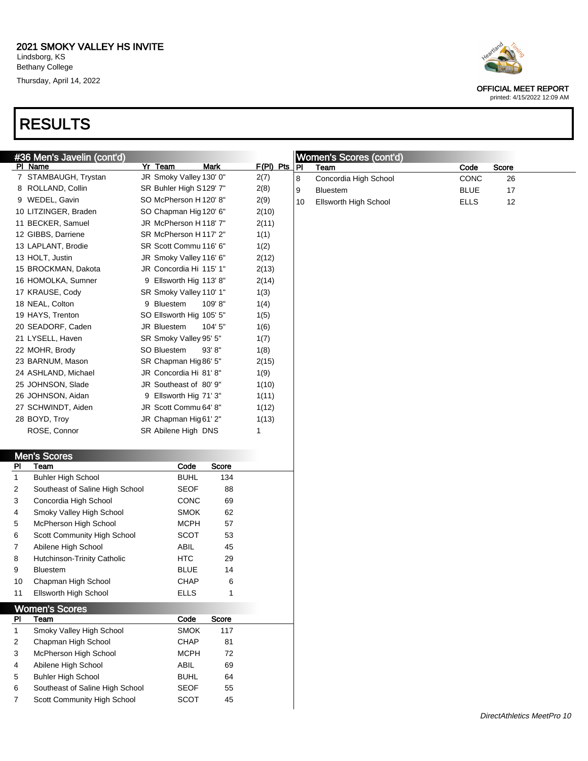# 2021 SMOKY VALLEY HS INVITE

Lindsborg, KS
Bethany College
Thursday, April 14, 2022

OFFICIAL MEET REPORT
printed: 4/15/2022 12:09 AM

# RESULTS

## #36 Men's Javelin (cont'd)

| Pl | Name | Yr | Team | Mark | F(Pl) | Pts |
|---|---|---|---|---|---|---|
| 7 | STAMBAUGH, Trystan | JR | Smoky Valley | 130' 0" | 2(7) | |
| 8 | ROLLAND, Collin | SR | Buhler High S | 129' 7" | 2(8) | |
| 9 | WEDEL, Gavin | SO | McPherson H | 120' 8" | 2(9) | |
| 10 | LITZINGER, Braden | SO | Chapman Hig | 120' 6" | 2(10) | |
| 11 | BECKER, Samuel | JR | McPherson H | 118' 7" | 2(11) | |
| 12 | GIBBS, Darriene | SR | McPherson H | 117' 2" | 1(1) | |
| 13 | LAPLANT, Brodie | SR | Scott Commu | 116' 6" | 1(2) | |
| 13 | HOLT, Justin | JR | Smoky Valley | 116' 6" | 2(12) | |
| 15 | BROCKMAN, Dakota | JR | Concordia Hi | 115' 1" | 2(13) | |
| 16 | HOMOLKA, Sumner | 9 | Ellsworth Hig | 113' 8" | 2(14) | |
| 17 | KRAUSE, Cody | SR | Smoky Valley | 110' 1" | 1(3) | |
| 18 | NEAL, Colton | 9 | Bluestem | 109' 8" | 1(4) | |
| 19 | HAYS, Trenton | SO | Ellsworth Hig | 105' 5" | 1(5) | |
| 20 | SEADORF, Caden | JR | Bluestem | 104' 5" | 1(6) | |
| 21 | LYSELL, Haven | SR | Smoky Valley | 95' 5" | 1(7) | |
| 22 | MOHR, Brody | SO | Bluestem | 93' 8" | 1(8) | |
| 23 | BARNUM, Mason | SR | Chapman Hig | 86' 5" | 2(15) | |
| 24 | ASHLAND, Michael | JR | Concordia Hi | 81' 8" | 1(9) | |
| 25 | JOHNSON, Slade | JR | Southeast of | 80' 9" | 1(10) | |
| 26 | JOHNSON, Aidan | 9 | Ellsworth Hig | 71' 3" | 1(11) | |
| 27 | SCHWINDT, Aiden | JR | Scott Commu | 64' 8" | 1(12) | |
| 28 | BOYD, Troy | JR | Chapman Hig | 61' 2" | 1(13) | |
| | ROSE, Connor | SR | Abilene High | DNS | 1 | |

## Men's Scores

| Pl | Team | Code | Score |
|---|---|---|---|
| 1 | Buhler High School | BUHL | 134 |
| 2 | Southeast of Saline High School | SEOF | 88 |
| 3 | Concordia High School | CONC | 69 |
| 4 | Smoky Valley High School | SMOK | 62 |
| 5 | McPherson High School | MCPH | 57 |
| 6 | Scott Community High School | SCOT | 53 |
| 7 | Abilene High School | ABIL | 45 |
| 8 | Hutchinson-Trinity Catholic | HTC | 29 |
| 9 | Bluestem | BLUE | 14 |
| 10 | Chapman High School | CHAP | 6 |
| 11 | Ellsworth High School | ELLS | 1 |

## Women's Scores

| Pl | Team | Code | Score |
|---|---|---|---|
| 1 | Smoky Valley High School | SMOK | 117 |
| 2 | Chapman High School | CHAP | 81 |
| 3 | McPherson High School | MCPH | 72 |
| 4 | Abilene High School | ABIL | 69 |
| 5 | Buhler High School | BUHL | 64 |
| 6 | Southeast of Saline High School | SEOF | 55 |
| 7 | Scott Community High School | SCOT | 45 |
| 8 | Concordia High School | CONC | 26 |
| 9 | Bluestem | BLUE | 17 |
| 10 | Ellsworth High School | ELLS | 12 |